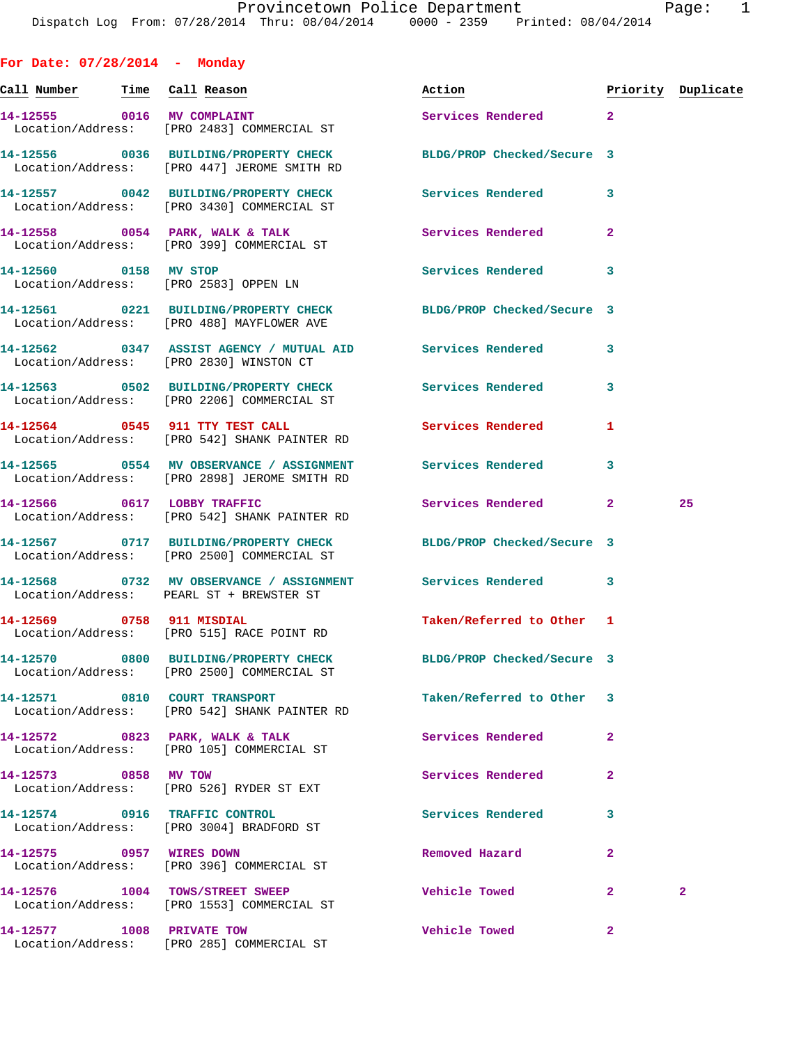Provincetown Police Department
Dispatch Log From: 07/28/2014 Thru: 08/04/2014 0000 - 2359 Printed: 08/04/2014

## For Date: 07/28/2014 - Monday

| Call Number | Time | Call Reason | Action | Priority | Duplicate |
|---|---|---|---|---|---|
| 14-12555 | 0016 | MV COMPLAINT | Services Rendered | 2 | |
| Location/Address: | | [PRO 2483] COMMERCIAL ST | | | |
| 14-12556 | 0036 | BUILDING/PROPERTY CHECK | BLDG/PROP Checked/Secure | 3 | |
| Location/Address: | | [PRO 447] JEROME SMITH RD | | | |
| 14-12557 | 0042 | BUILDING/PROPERTY CHECK | Services Rendered | 3 | |
| Location/Address: | | [PRO 3430] COMMERCIAL ST | | | |
| 14-12558 | 0054 | PARK, WALK & TALK | Services Rendered | 2 | |
| Location/Address: | | [PRO 399] COMMERCIAL ST | | | |
| 14-12560 | 0158 | MV STOP | Services Rendered | 3 | |
| Location/Address: | | [PRO 2583] OPPEN LN | | | |
| 14-12561 | 0221 | BUILDING/PROPERTY CHECK | BLDG/PROP Checked/Secure | 3 | |
| Location/Address: | | [PRO 488] MAYFLOWER AVE | | | |
| 14-12562 | 0347 | ASSIST AGENCY / MUTUAL AID | Services Rendered | 3 | |
| Location/Address: | | [PRO 2830] WINSTON CT | | | |
| 14-12563 | 0502 | BUILDING/PROPERTY CHECK | Services Rendered | 3 | |
| Location/Address: | | [PRO 2206] COMMERCIAL ST | | | |
| 14-12564 | 0545 | 911 TTY TEST CALL | Services Rendered | 1 | |
| Location/Address: | | [PRO 542] SHANK PAINTER RD | | | |
| 14-12565 | 0554 | MV OBSERVANCE / ASSIGNMENT | Services Rendered | 3 | |
| Location/Address: | | [PRO 2898] JEROME SMITH RD | | | |
| 14-12566 | 0617 | LOBBY TRAFFIC | Services Rendered | 2 | 25 |
| Location/Address: | | [PRO 542] SHANK PAINTER RD | | | |
| 14-12567 | 0717 | BUILDING/PROPERTY CHECK | BLDG/PROP Checked/Secure | 3 | |
| Location/Address: | | [PRO 2500] COMMERCIAL ST | | | |
| 14-12568 | 0732 | MV OBSERVANCE / ASSIGNMENT | Services Rendered | 3 | |
| Location/Address: | | PEARL ST + BREWSTER ST | | | |
| 14-12569 | 0758 | 911 MISDIAL | Taken/Referred to Other | 1 | |
| Location/Address: | | [PRO 515] RACE POINT RD | | | |
| 14-12570 | 0800 | BUILDING/PROPERTY CHECK | BLDG/PROP Checked/Secure | 3 | |
| Location/Address: | | [PRO 2500] COMMERCIAL ST | | | |
| 14-12571 | 0810 | COURT TRANSPORT | Taken/Referred to Other | 3 | |
| Location/Address: | | [PRO 542] SHANK PAINTER RD | | | |
| 14-12572 | 0823 | PARK, WALK & TALK | Services Rendered | 2 | |
| Location/Address: | | [PRO 105] COMMERCIAL ST | | | |
| 14-12573 | 0858 | MV TOW | Services Rendered | 2 | |
| Location/Address: | | [PRO 526] RYDER ST EXT | | | |
| 14-12574 | 0916 | TRAFFIC CONTROL | Services Rendered | 3 | |
| Location/Address: | | [PRO 3004] BRADFORD ST | | | |
| 14-12575 | 0957 | WIRES DOWN | Removed Hazard | 2 | |
| Location/Address: | | [PRO 396] COMMERCIAL ST | | | |
| 14-12576 | 1004 | TOWS/STREET SWEEP | Vehicle Towed | 2 | 2 |
| Location/Address: | | [PRO 1553] COMMERCIAL ST | | | |
| 14-12577 | 1008 | PRIVATE TOW | Vehicle Towed | 2 | |
| Location/Address: | | [PRO 285] COMMERCIAL ST | | | |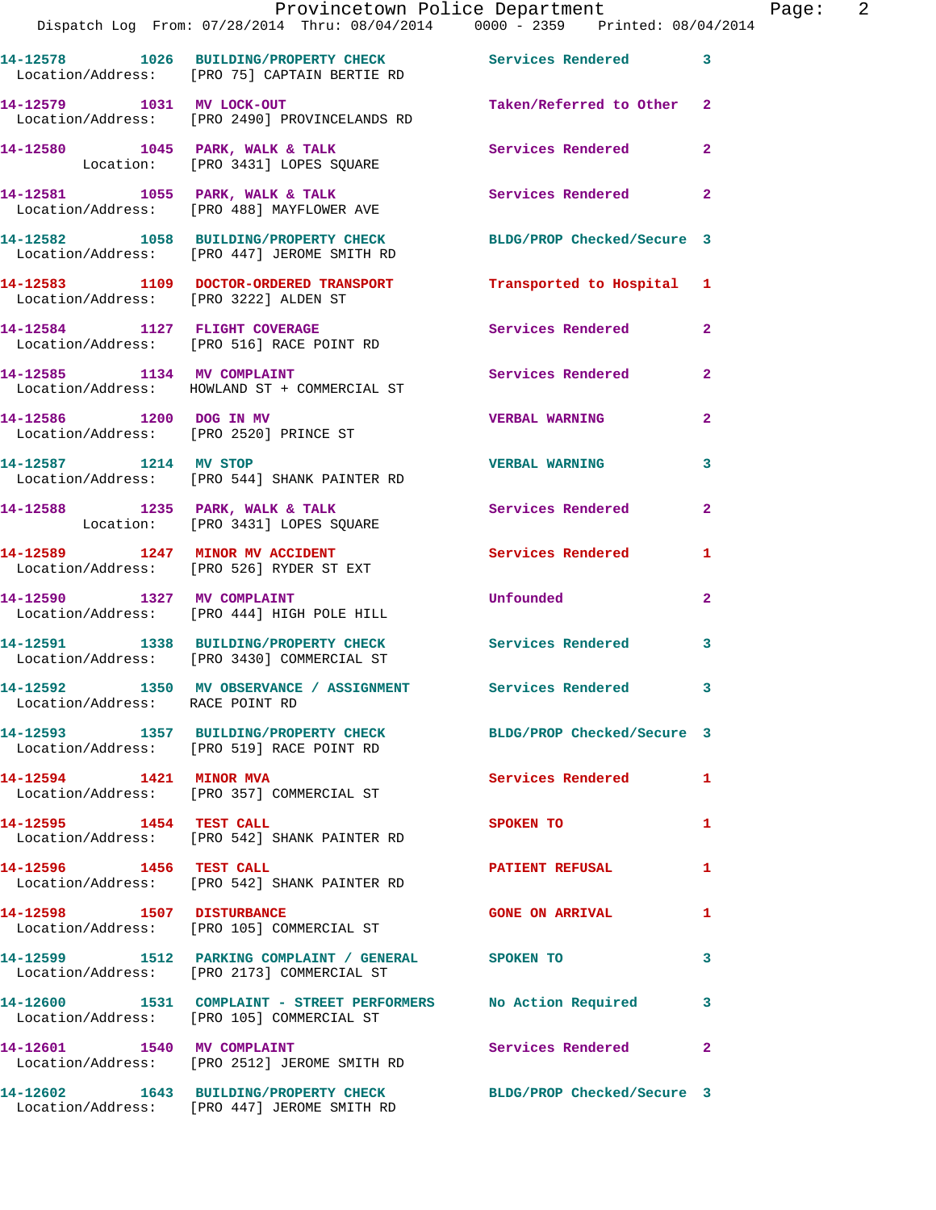14-12578 1026 BUILDING/PROPERTY CHECK Services Rendered 3
Location/Address: [PRO 75] CAPTAIN BERTIE RD

14-12579 1031 MV LOCK-OUT Taken/Referred to Other 2
Location/Address: [PRO 2490] PROVINCELANDS RD

14-12580 1045 PARK, WALK & TALK Services Rendered 2
Location: [PRO 3431] LOPES SQUARE

14-12581 1055 PARK, WALK & TALK Services Rendered 2
Location/Address: [PRO 488] MAYFLOWER AVE

14-12582 1058 BUILDING/PROPERTY CHECK BLDG/PROP Checked/Secure 3
Location/Address: [PRO 447] JEROME SMITH RD

14-12583 1109 DOCTOR-ORDERED TRANSPORT Transported to Hospital 1
Location/Address: [PRO 3222] ALDEN ST

14-12584 1127 FLIGHT COVERAGE Services Rendered 2
Location/Address: [PRO 516] RACE POINT RD

14-12585 1134 MV COMPLAINT Services Rendered 2
Location/Address: HOWLAND ST + COMMERCIAL ST

14-12586 1200 DOG IN MV VERBAL WARNING 2
Location/Address: [PRO 2520] PRINCE ST

14-12587 1214 MV STOP VERBAL WARNING 3
Location/Address: [PRO 544] SHANK PAINTER RD

14-12588 1235 PARK, WALK & TALK Services Rendered 2
Location: [PRO 3431] LOPES SQUARE

14-12589 1247 MINOR MV ACCIDENT Services Rendered 1
Location/Address: [PRO 526] RYDER ST EXT

14-12590 1327 MV COMPLAINT Unfounded 2
Location/Address: [PRO 444] HIGH POLE HILL

14-12591 1338 BUILDING/PROPERTY CHECK Services Rendered 3
Location/Address: [PRO 3430] COMMERCIAL ST

14-12592 1350 MV OBSERVANCE / ASSIGNMENT Services Rendered 3
Location/Address: RACE POINT RD

14-12593 1357 BUILDING/PROPERTY CHECK BLDG/PROP Checked/Secure 3
Location/Address: [PRO 519] RACE POINT RD

14-12594 1421 MINOR MVA Services Rendered 1
Location/Address: [PRO 357] COMMERCIAL ST

14-12595 1454 TEST CALL SPOKEN TO 1
Location/Address: [PRO 542] SHANK PAINTER RD

14-12596 1456 TEST CALL PATIENT REFUSAL 1
Location/Address: [PRO 542] SHANK PAINTER RD

14-12598 1507 DISTURBANCE GONE ON ARRIVAL 1
Location/Address: [PRO 105] COMMERCIAL ST

14-12599 1512 PARKING COMPLAINT / GENERAL SPOKEN TO 3
Location/Address: [PRO 2173] COMMERCIAL ST

14-12600 1531 COMPLAINT - STREET PERFORMERS No Action Required 3
Location/Address: [PRO 105] COMMERCIAL ST

14-12601 1540 MV COMPLAINT Services Rendered 2
Location/Address: [PRO 2512] JEROME SMITH RD

14-12602 1643 BUILDING/PROPERTY CHECK BLDG/PROP Checked/Secure 3
Location/Address: [PRO 447] JEROME SMITH RD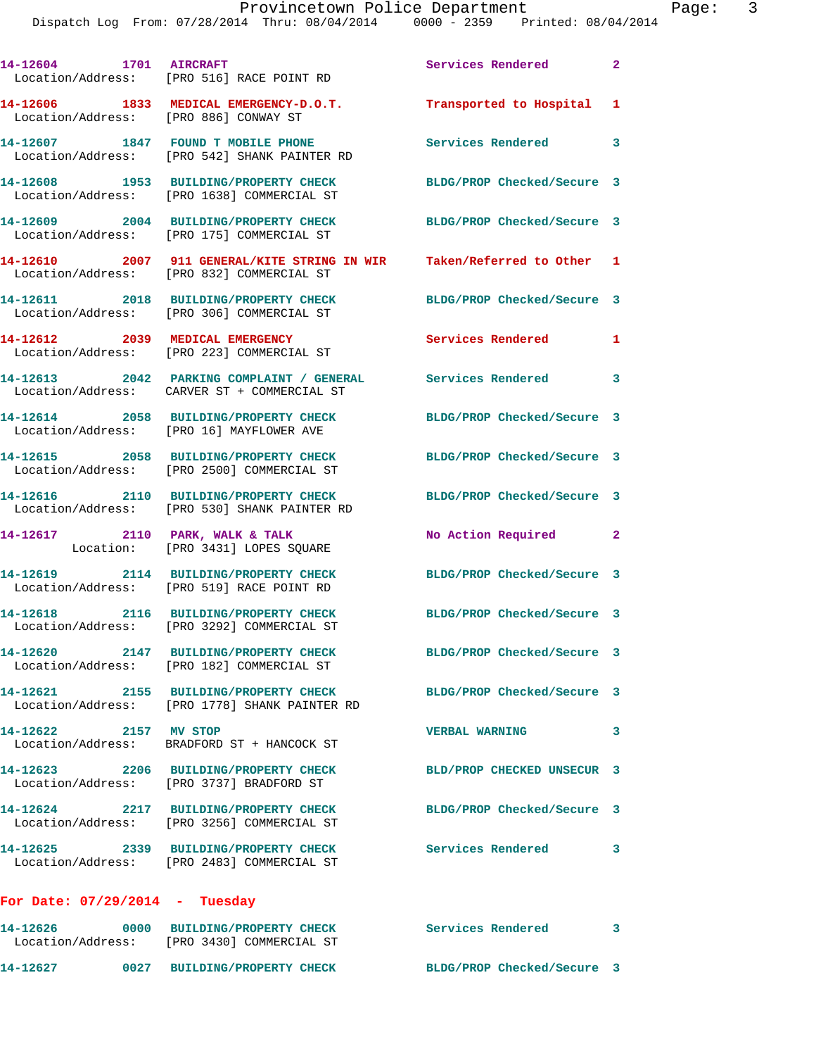14-12604 1701 AIRCRAFT Services Rendered 2
Location/Address: [PRO 516] RACE POINT RD

14-12606 1833 MEDICAL EMERGENCY-D.O.T. Transported to Hospital 1
Location/Address: [PRO 886] CONWAY ST

14-12607 1847 FOUND T MOBILE PHONE Services Rendered 3
Location/Address: [PRO 542] SHANK PAINTER RD

14-12608 1953 BUILDING/PROPERTY CHECK BLDG/PROP Checked/Secure 3
Location/Address: [PRO 1638] COMMERCIAL ST

14-12609 2004 BUILDING/PROPERTY CHECK BLDG/PROP Checked/Secure 3
Location/Address: [PRO 175] COMMERCIAL ST

14-12610 2007 911 GENERAL/KITE STRING IN WIR Taken/Referred to Other 1
Location/Address: [PRO 832] COMMERCIAL ST

14-12611 2018 BUILDING/PROPERTY CHECK BLDG/PROP Checked/Secure 3
Location/Address: [PRO 306] COMMERCIAL ST

14-12612 2039 MEDICAL EMERGENCY Services Rendered 1
Location/Address: [PRO 223] COMMERCIAL ST

14-12613 2042 PARKING COMPLAINT / GENERAL Services Rendered 3
Location/Address: CARVER ST + COMMERCIAL ST

14-12614 2058 BUILDING/PROPERTY CHECK BLDG/PROP Checked/Secure 3
Location/Address: [PRO 16] MAYFLOWER AVE

14-12615 2058 BUILDING/PROPERTY CHECK BLDG/PROP Checked/Secure 3
Location/Address: [PRO 2500] COMMERCIAL ST

14-12616 2110 BUILDING/PROPERTY CHECK BLDG/PROP Checked/Secure 3
Location/Address: [PRO 530] SHANK PAINTER RD

14-12617 2110 PARK, WALK & TALK No Action Required 2
Location: [PRO 3431] LOPES SQUARE

14-12619 2114 BUILDING/PROPERTY CHECK BLDG/PROP Checked/Secure 3
Location/Address: [PRO 519] RACE POINT RD

14-12618 2116 BUILDING/PROPERTY CHECK BLDG/PROP Checked/Secure 3
Location/Address: [PRO 3292] COMMERCIAL ST

14-12620 2147 BUILDING/PROPERTY CHECK BLDG/PROP Checked/Secure 3
Location/Address: [PRO 182] COMMERCIAL ST

14-12621 2155 BUILDING/PROPERTY CHECK BLDG/PROP Checked/Secure 3
Location/Address: [PRO 1778] SHANK PAINTER RD

14-12622 2157 MV STOP VERBAL WARNING 3
Location/Address: BRADFORD ST + HANCOCK ST

14-12623 2206 BUILDING/PROPERTY CHECK BLD/PROP CHECKED UNSECUR 3
Location/Address: [PRO 3737] BRADFORD ST

14-12624 2217 BUILDING/PROPERTY CHECK BLDG/PROP Checked/Secure 3
Location/Address: [PRO 3256] COMMERCIAL ST

14-12625 2339 BUILDING/PROPERTY CHECK Services Rendered 3
Location/Address: [PRO 2483] COMMERCIAL ST

## For Date: 07/29/2014 - Tuesday

14-12626 0000 BUILDING/PROPERTY CHECK Services Rendered 3
Location/Address: [PRO 3430] COMMERCIAL ST

14-12627 0027 BUILDING/PROPERTY CHECK BLDG/PROP Checked/Secure 3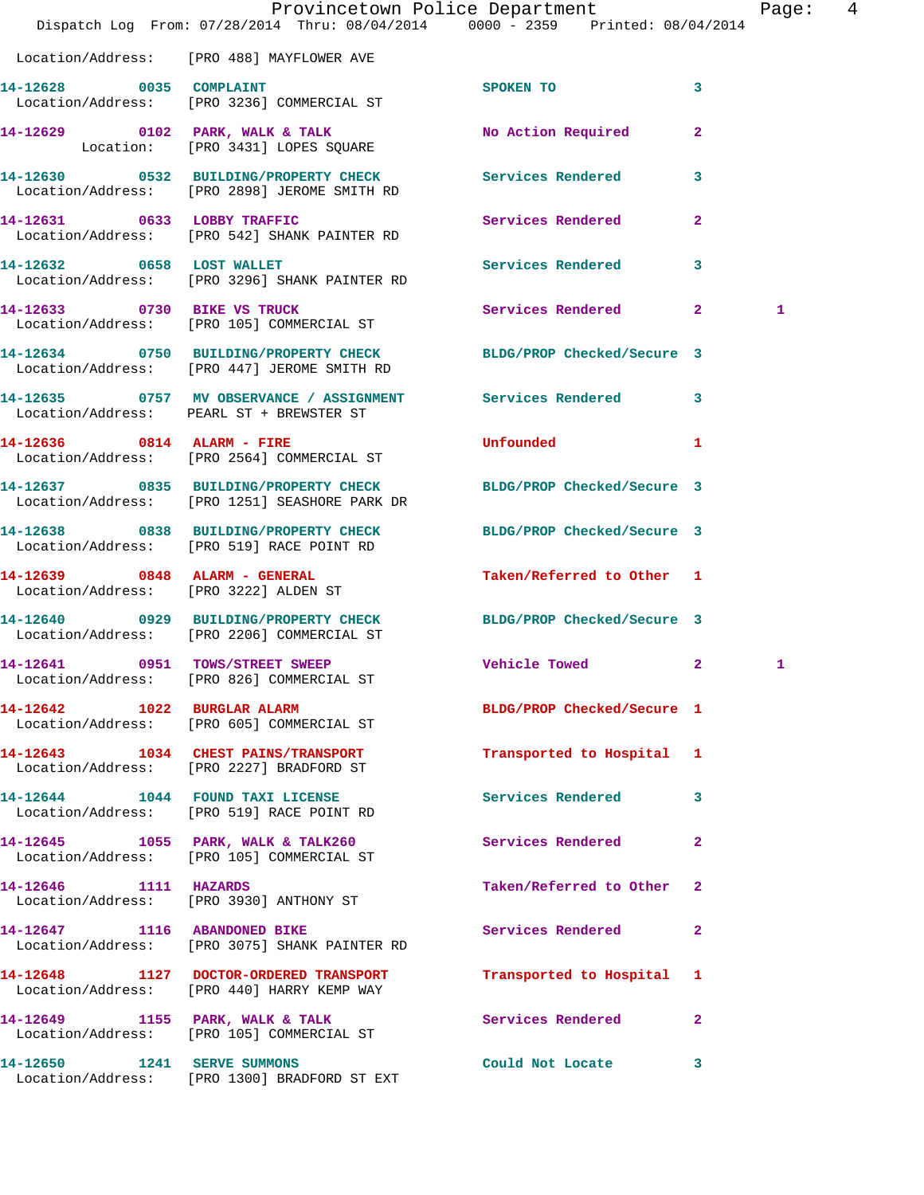Location/Address: [PRO 488] MAYFLOWER AVE

| Call # | Time | Call Type | Disposition | Priority | |
|---|---|---|---|---|---|
| 14-12628 | 0035 | COMPLAINT | SPOKEN TO | 3 | |
| Location/Address: [PRO 3236] COMMERCIAL ST | | | | | |
| 14-12629 | 0102 | PARK, WALK & TALK | No Action Required | 2 | |
| Location: [PRO 3431] LOPES SQUARE | | | | | |
| 14-12630 | 0532 | BUILDING/PROPERTY CHECK | Services Rendered | 3 | |
| Location/Address: [PRO 2898] JEROME SMITH RD | | | | | |
| 14-12631 | 0633 | LOBBY TRAFFIC | Services Rendered | 2 | |
| Location/Address: [PRO 542] SHANK PAINTER RD | | | | | |
| 14-12632 | 0658 | LOST WALLET | Services Rendered | 3 | |
| Location/Address: [PRO 3296] SHANK PAINTER RD | | | | | |
| 14-12633 | 0730 | BIKE VS TRUCK | Services Rendered | 2 | 1 |
| Location/Address: [PRO 105] COMMERCIAL ST | | | | | |
| 14-12634 | 0750 | BUILDING/PROPERTY CHECK | BLDG/PROP Checked/Secure | 3 | |
| Location/Address: [PRO 447] JEROME SMITH RD | | | | | |
| 14-12635 | 0757 | MV OBSERVANCE / ASSIGNMENT | Services Rendered | 3 | |
| Location/Address: PEARL ST + BREWSTER ST | | | | | |
| 14-12636 | 0814 | ALARM - FIRE | Unfounded | 1 | |
| Location/Address: [PRO 2564] COMMERCIAL ST | | | | | |
| 14-12637 | 0835 | BUILDING/PROPERTY CHECK | BLDG/PROP Checked/Secure | 3 | |
| Location/Address: [PRO 1251] SEASHORE PARK DR | | | | | |
| 14-12638 | 0838 | BUILDING/PROPERTY CHECK | BLDG/PROP Checked/Secure | 3 | |
| Location/Address: [PRO 519] RACE POINT RD | | | | | |
| 14-12639 | 0848 | ALARM - GENERAL | Taken/Referred to Other | 1 | |
| Location/Address: [PRO 3222] ALDEN ST | | | | | |
| 14-12640 | 0929 | BUILDING/PROPERTY CHECK | BLDG/PROP Checked/Secure | 3 | |
| Location/Address: [PRO 2206] COMMERCIAL ST | | | | | |
| 14-12641 | 0951 | TOWS/STREET SWEEP | Vehicle Towed | 2 | 1 |
| Location/Address: [PRO 826] COMMERCIAL ST | | | | | |
| 14-12642 | 1022 | BURGLAR ALARM | BLDG/PROP Checked/Secure | 1 | |
| Location/Address: [PRO 605] COMMERCIAL ST | | | | | |
| 14-12643 | 1034 | CHEST PAINS/TRANSPORT | Transported to Hospital | 1 | |
| Location/Address: [PRO 2227] BRADFORD ST | | | | | |
| 14-12644 | 1044 | FOUND TAXI LICENSE | Services Rendered | 3 | |
| Location/Address: [PRO 519] RACE POINT RD | | | | | |
| 14-12645 | 1055 | PARK, WALK & TALK260 | Services Rendered | 2 | |
| Location/Address: [PRO 105] COMMERCIAL ST | | | | | |
| 14-12646 | 1111 | HAZARDS | Taken/Referred to Other | 2 | |
| Location/Address: [PRO 3930] ANTHONY ST | | | | | |
| 14-12647 | 1116 | ABANDONED BIKE | Services Rendered | 2 | |
| Location/Address: [PRO 3075] SHANK PAINTER RD | | | | | |
| 14-12648 | 1127 | DOCTOR-ORDERED TRANSPORT | Transported to Hospital | 1 | |
| Location/Address: [PRO 440] HARRY KEMP WAY | | | | | |
| 14-12649 | 1155 | PARK, WALK & TALK | Services Rendered | 2 | |
| Location/Address: [PRO 105] COMMERCIAL ST | | | | | |
| 14-12650 | 1241 | SERVE SUMMONS | Could Not Locate | 3 | |
| Location/Address: [PRO 1300] BRADFORD ST EXT | | | | | |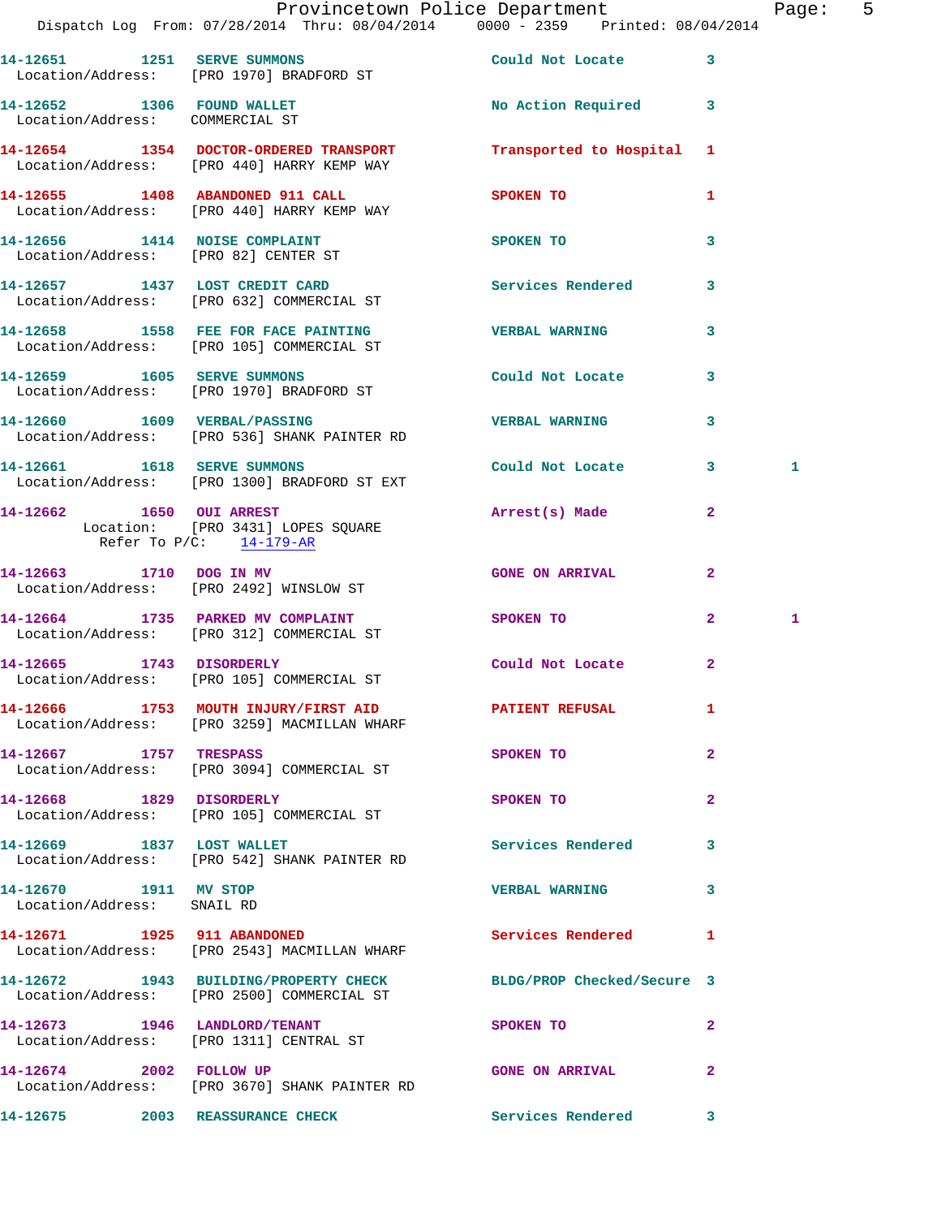14-12651 1251 SERVE SUMMONS Could Not Locate 3
Location/Address: [PRO 1970] BRADFORD ST

14-12652 1306 FOUND WALLET No Action Required 3
Location/Address: COMMERCIAL ST

14-12654 1354 DOCTOR-ORDERED TRANSPORT Transported to Hospital 1
Location/Address: [PRO 440] HARRY KEMP WAY

14-12655 1408 ABANDONED 911 CALL SPOKEN TO 1
Location/Address: [PRO 440] HARRY KEMP WAY

14-12656 1414 NOISE COMPLAINT SPOKEN TO 3
Location/Address: [PRO 82] CENTER ST

14-12657 1437 LOST CREDIT CARD Services Rendered 3
Location/Address: [PRO 632] COMMERCIAL ST

14-12658 1558 FEE FOR FACE PAINTING VERBAL WARNING 3
Location/Address: [PRO 105] COMMERCIAL ST

14-12659 1605 SERVE SUMMONS Could Not Locate 3
Location/Address: [PRO 1970] BRADFORD ST

14-12660 1609 VERBAL/PASSING VERBAL WARNING 3
Location/Address: [PRO 536] SHANK PAINTER RD

14-12661 1618 SERVE SUMMONS Could Not Locate 3 1
Location/Address: [PRO 1300] BRADFORD ST EXT

14-12662 1650 OUI ARREST Arrest(s) Made 2
Location: [PRO 3431] LOPES SQUARE
Refer To P/C: 14-179-AR

14-12663 1710 DOG IN MV GONE ON ARRIVAL 2
Location/Address: [PRO 2492] WINSLOW ST

14-12664 1735 PARKED MV COMPLAINT SPOKEN TO 2 1
Location/Address: [PRO 312] COMMERCIAL ST

14-12665 1743 DISORDERLY Could Not Locate 2
Location/Address: [PRO 105] COMMERCIAL ST

14-12666 1753 MOUTH INJURY/FIRST AID PATIENT REFUSAL 1
Location/Address: [PRO 3259] MACMILLAN WHARF

14-12667 1757 TRESPASS SPOKEN TO 2
Location/Address: [PRO 3094] COMMERCIAL ST

14-12668 1829 DISORDERLY SPOKEN TO 2
Location/Address: [PRO 105] COMMERCIAL ST

14-12669 1837 LOST WALLET Services Rendered 3
Location/Address: [PRO 542] SHANK PAINTER RD

14-12670 1911 MV STOP VERBAL WARNING 3
Location/Address: SNAIL RD

14-12671 1925 911 ABANDONED Services Rendered 1
Location/Address: [PRO 2543] MACMILLAN WHARF

14-12672 1943 BUILDING/PROPERTY CHECK BLDG/PROP Checked/Secure 3
Location/Address: [PRO 2500] COMMERCIAL ST

14-12673 1946 LANDLORD/TENANT SPOKEN TO 2
Location/Address: [PRO 1311] CENTRAL ST

14-12674 2002 FOLLOW UP GONE ON ARRIVAL 2
Location/Address: [PRO 3670] SHANK PAINTER RD

14-12675 2003 REASSURANCE CHECK Services Rendered 3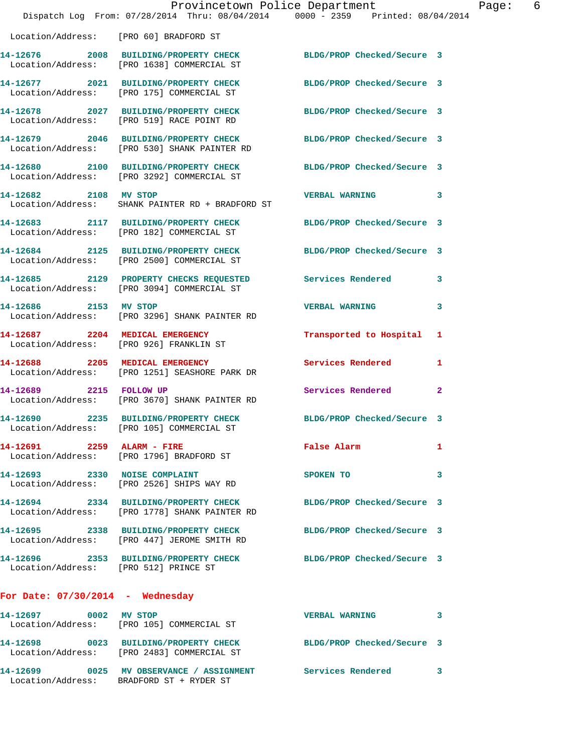Location/Address: [PRO 60] BRADFORD ST

| Call # | Time | Call Type | Disposition | Priority |
|---|---|---|---|---|
| 14-12676 | 2008 | BUILDING/PROPERTY CHECK | BLDG/PROP Checked/Secure | 3 |
| | | Location/Address: [PRO 1638] COMMERCIAL ST | | |
| 14-12677 | 2021 | BUILDING/PROPERTY CHECK | BLDG/PROP Checked/Secure | 3 |
| | | Location/Address: [PRO 175] COMMERCIAL ST | | |
| 14-12678 | 2027 | BUILDING/PROPERTY CHECK | BLDG/PROP Checked/Secure | 3 |
| | | Location/Address: [PRO 519] RACE POINT RD | | |
| 14-12679 | 2046 | BUILDING/PROPERTY CHECK | BLDG/PROP Checked/Secure | 3 |
| | | Location/Address: [PRO 530] SHANK PAINTER RD | | |
| 14-12680 | 2100 | BUILDING/PROPERTY CHECK | BLDG/PROP Checked/Secure | 3 |
| | | Location/Address: [PRO 3292] COMMERCIAL ST | | |
| 14-12682 | 2108 | MV STOP | VERBAL WARNING | 3 |
| | | Location/Address: SHANK PAINTER RD + BRADFORD ST | | |
| 14-12683 | 2117 | BUILDING/PROPERTY CHECK | BLDG/PROP Checked/Secure | 3 |
| | | Location/Address: [PRO 182] COMMERCIAL ST | | |
| 14-12684 | 2125 | BUILDING/PROPERTY CHECK | BLDG/PROP Checked/Secure | 3 |
| | | Location/Address: [PRO 2500] COMMERCIAL ST | | |
| 14-12685 | 2129 | PROPERTY CHECKS REQUESTED | Services Rendered | 3 |
| | | Location/Address: [PRO 3094] COMMERCIAL ST | | |
| 14-12686 | 2153 | MV STOP | VERBAL WARNING | 3 |
| | | Location/Address: [PRO 3296] SHANK PAINTER RD | | |
| 14-12687 | 2204 | MEDICAL EMERGENCY | Transported to Hospital | 1 |
| | | Location/Address: [PRO 926] FRANKLIN ST | | |
| 14-12688 | 2205 | MEDICAL EMERGENCY | Services Rendered | 1 |
| | | Location/Address: [PRO 1251] SEASHORE PARK DR | | |
| 14-12689 | 2215 | FOLLOW UP | Services Rendered | 2 |
| | | Location/Address: [PRO 3670] SHANK PAINTER RD | | |
| 14-12690 | 2235 | BUILDING/PROPERTY CHECK | BLDG/PROP Checked/Secure | 3 |
| | | Location/Address: [PRO 105] COMMERCIAL ST | | |
| 14-12691 | 2259 | ALARM - FIRE | False Alarm | 1 |
| | | Location/Address: [PRO 1796] BRADFORD ST | | |
| 14-12693 | 2330 | NOISE COMPLAINT | SPOKEN TO | 3 |
| | | Location/Address: [PRO 2526] SHIPS WAY RD | | |
| 14-12694 | 2334 | BUILDING/PROPERTY CHECK | BLDG/PROP Checked/Secure | 3 |
| | | Location/Address: [PRO 1778] SHANK PAINTER RD | | |
| 14-12695 | 2338 | BUILDING/PROPERTY CHECK | BLDG/PROP Checked/Secure | 3 |
| | | Location/Address: [PRO 447] JEROME SMITH RD | | |
| 14-12696 | 2353 | BUILDING/PROPERTY CHECK | BLDG/PROP Checked/Secure | 3 |
| | | Location/Address: [PRO 512] PRINCE ST | | |

## For Date: 07/30/2014 - Wednesday

| Call # | Time | Call Type | Disposition | Priority |
|---|---|---|---|---|
| 14-12697 | 0002 | MV STOP | VERBAL WARNING | 3 |
| | | Location/Address: [PRO 105] COMMERCIAL ST | | |
| 14-12698 | 0023 | BUILDING/PROPERTY CHECK | BLDG/PROP Checked/Secure | 3 |
| | | Location/Address: [PRO 2483] COMMERCIAL ST | | |
| 14-12699 | 0025 | MV OBSERVANCE / ASSIGNMENT | Services Rendered | 3 |
| | | Location/Address: BRADFORD ST + RYDER ST | | |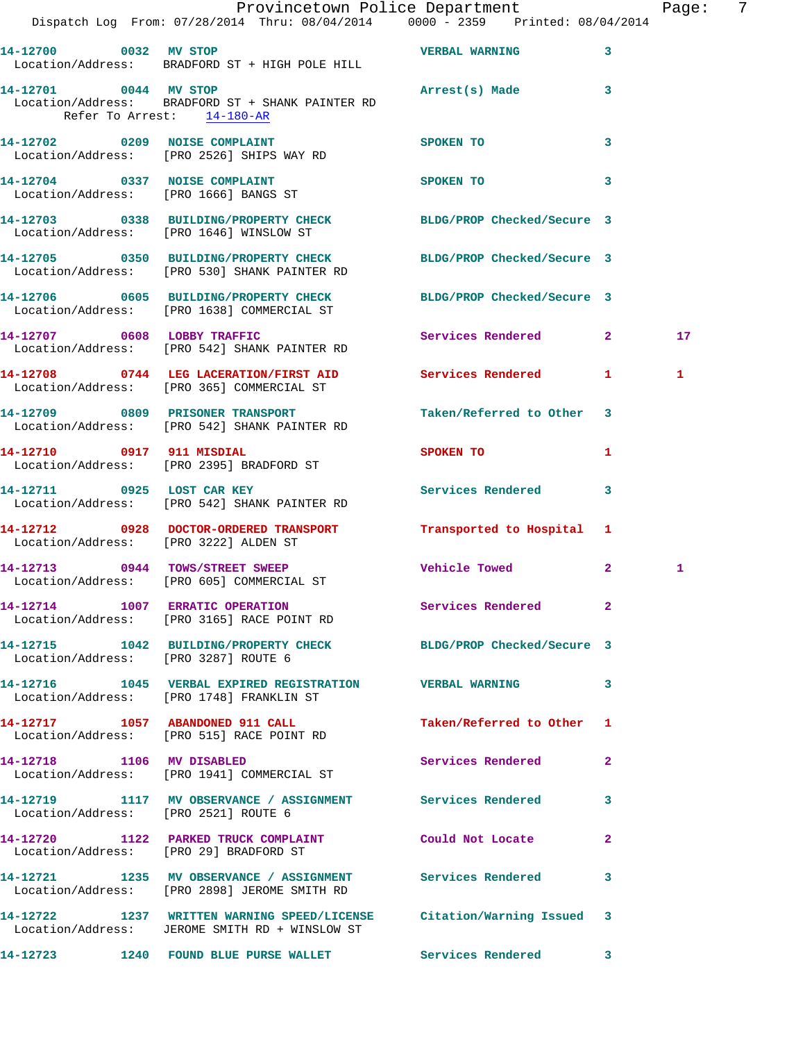14-12700 0032 MV STOP VERBAL WARNING 3
Location/Address: BRADFORD ST + HIGH POLE HILL

14-12701 0044 MV STOP Arrest(s) Made 3
Location/Address: BRADFORD ST + SHANK PAINTER RD
Refer To Arrest: 14-180-AR

14-12702 0209 NOISE COMPLAINT SPOKEN TO 3
Location/Address: [PRO 2526] SHIPS WAY RD

14-12704 0337 NOISE COMPLAINT SPOKEN TO 3
Location/Address: [PRO 1666] BANGS ST

14-12703 0338 BUILDING/PROPERTY CHECK BLDG/PROP Checked/Secure 3
Location/Address: [PRO 1646] WINSLOW ST

14-12705 0350 BUILDING/PROPERTY CHECK BLDG/PROP Checked/Secure 3
Location/Address: [PRO 530] SHANK PAINTER RD

14-12706 0605 BUILDING/PROPERTY CHECK BLDG/PROP Checked/Secure 3
Location/Address: [PRO 1638] COMMERCIAL ST

14-12707 0608 LOBBY TRAFFIC Services Rendered 2 17
Location/Address: [PRO 542] SHANK PAINTER RD

14-12708 0744 LEG LACERATION/FIRST AID Services Rendered 1 1
Location/Address: [PRO 365] COMMERCIAL ST

14-12709 0809 PRISONER TRANSPORT Taken/Referred to Other 3
Location/Address: [PRO 542] SHANK PAINTER RD

14-12710 0917 911 MISDIAL SPOKEN TO 1
Location/Address: [PRO 2395] BRADFORD ST

14-12711 0925 LOST CAR KEY Services Rendered 3
Location/Address: [PRO 542] SHANK PAINTER RD

14-12712 0928 DOCTOR-ORDERED TRANSPORT Transported to Hospital 1
Location/Address: [PRO 3222] ALDEN ST

14-12713 0944 TOWS/STREET SWEEP Vehicle Towed 2 1
Location/Address: [PRO 605] COMMERCIAL ST

14-12714 1007 ERRATIC OPERATION Services Rendered 2
Location/Address: [PRO 3165] RACE POINT RD

14-12715 1042 BUILDING/PROPERTY CHECK BLDG/PROP Checked/Secure 3
Location/Address: [PRO 3287] ROUTE 6

14-12716 1045 VERBAL EXPIRED REGISTRATION VERBAL WARNING 3
Location/Address: [PRO 1748] FRANKLIN ST

14-12717 1057 ABANDONED 911 CALL Taken/Referred to Other 1
Location/Address: [PRO 515] RACE POINT RD

14-12718 1106 MV DISABLED Services Rendered 2
Location/Address: [PRO 1941] COMMERCIAL ST

14-12719 1117 MV OBSERVANCE / ASSIGNMENT Services Rendered 3
Location/Address: [PRO 2521] ROUTE 6

14-12720 1122 PARKED TRUCK COMPLAINT Could Not Locate 2
Location/Address: [PRO 29] BRADFORD ST

14-12721 1235 MV OBSERVANCE / ASSIGNMENT Services Rendered 3
Location/Address: [PRO 2898] JEROME SMITH RD

14-12722 1237 WRITTEN WARNING SPEED/LICENSE Citation/Warning Issued 3
Location/Address: JEROME SMITH RD + WINSLOW ST

14-12723 1240 FOUND BLUE PURSE WALLET Services Rendered 3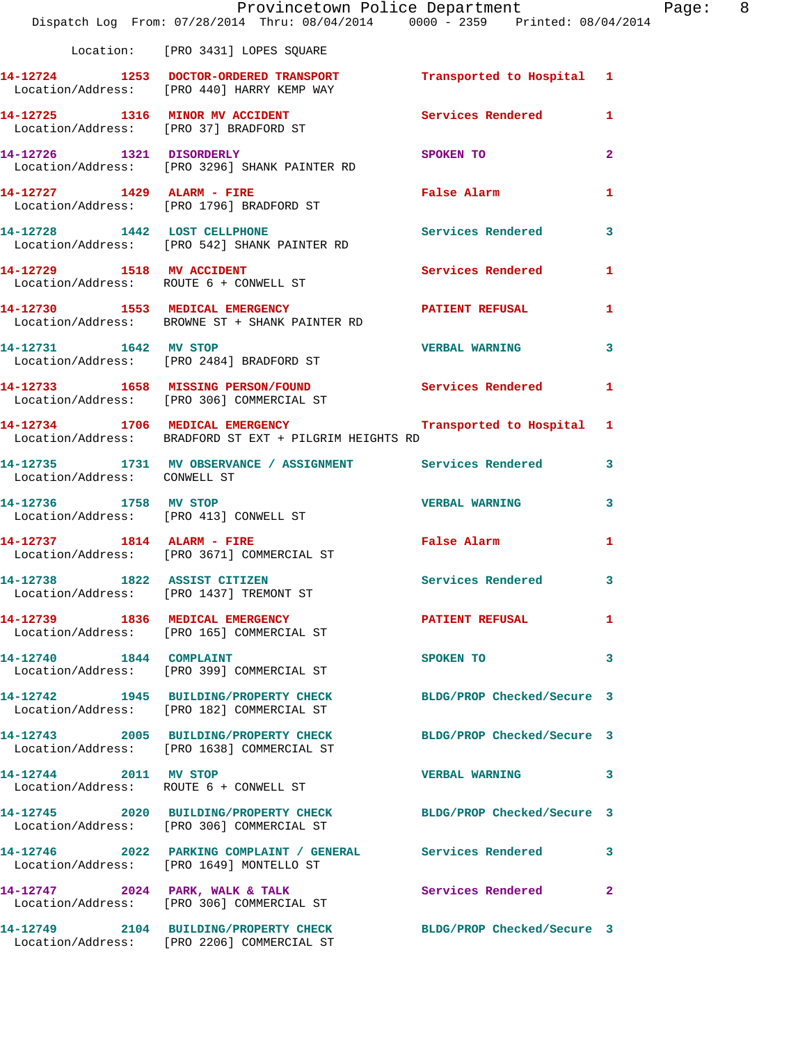Location: [PRO 3431] LOPES SQUARE

14-12724 1253 DOCTOR-ORDERED TRANSPORT Transported to Hospital 1
Location/Address: [PRO 440] HARRY KEMP WAY

14-12725 1316 MINOR MV ACCIDENT Services Rendered 1
Location/Address: [PRO 37] BRADFORD ST

14-12726 1321 DISORDERLY SPOKEN TO 2
Location/Address: [PRO 3296] SHANK PAINTER RD

14-12727 1429 ALARM - FIRE False Alarm 1
Location/Address: [PRO 1796] BRADFORD ST

14-12728 1442 LOST CELLPHONE Services Rendered 3
Location/Address: [PRO 542] SHANK PAINTER RD

14-12729 1518 MV ACCIDENT Services Rendered 1
Location/Address: ROUTE 6 + CONWELL ST

14-12730 1553 MEDICAL EMERGENCY PATIENT REFUSAL 1
Location/Address: BROWNE ST + SHANK PAINTER RD

14-12731 1642 MV STOP VERBAL WARNING 3
Location/Address: [PRO 2484] BRADFORD ST

14-12733 1658 MISSING PERSON/FOUND Services Rendered 1
Location/Address: [PRO 306] COMMERCIAL ST

14-12734 1706 MEDICAL EMERGENCY Transported to Hospital 1
Location/Address: BRADFORD ST EXT + PILGRIM HEIGHTS RD

14-12735 1731 MV OBSERVANCE / ASSIGNMENT Services Rendered 3
Location/Address: CONWELL ST

14-12736 1758 MV STOP VERBAL WARNING 3
Location/Address: [PRO 413] CONWELL ST

14-12737 1814 ALARM - FIRE False Alarm 1
Location/Address: [PRO 3671] COMMERCIAL ST

14-12738 1822 ASSIST CITIZEN Services Rendered 3
Location/Address: [PRO 1437] TREMONT ST

14-12739 1836 MEDICAL EMERGENCY PATIENT REFUSAL 1
Location/Address: [PRO 165] COMMERCIAL ST

14-12740 1844 COMPLAINT SPOKEN TO 3
Location/Address: [PRO 399] COMMERCIAL ST

14-12742 1945 BUILDING/PROPERTY CHECK BLDG/PROP Checked/Secure 3
Location/Address: [PRO 182] COMMERCIAL ST

14-12743 2005 BUILDING/PROPERTY CHECK BLDG/PROP Checked/Secure 3
Location/Address: [PRO 1638] COMMERCIAL ST

14-12744 2011 MV STOP VERBAL WARNING 3
Location/Address: ROUTE 6 + CONWELL ST

14-12745 2020 BUILDING/PROPERTY CHECK BLDG/PROP Checked/Secure 3
Location/Address: [PRO 306] COMMERCIAL ST

14-12746 2022 PARKING COMPLAINT / GENERAL Services Rendered 3
Location/Address: [PRO 1649] MONTELLO ST

14-12747 2024 PARK, WALK & TALK Services Rendered 2
Location/Address: [PRO 306] COMMERCIAL ST

14-12749 2104 BUILDING/PROPERTY CHECK BLDG/PROP Checked/Secure 3
Location/Address: [PRO 2206] COMMERCIAL ST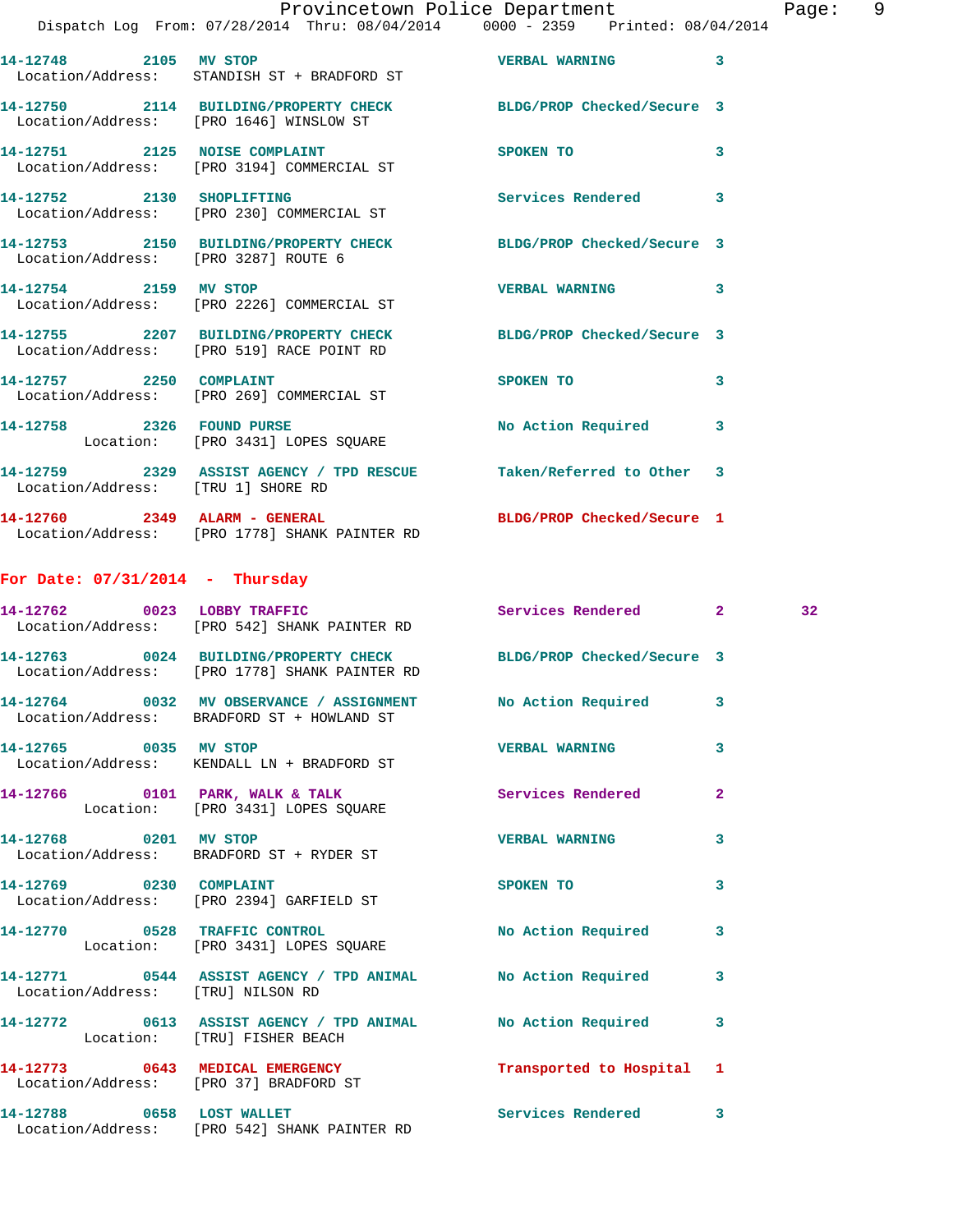14-12748 2105 MV STOP VERBAL WARNING 3
Location/Address: STANDISH ST + BRADFORD ST

14-12750 2114 BUILDING/PROPERTY CHECK BLDG/PROP Checked/Secure 3
Location/Address: [PRO 1646] WINSLOW ST

14-12751 2125 NOISE COMPLAINT SPOKEN TO 3
Location/Address: [PRO 3194] COMMERCIAL ST

14-12752 2130 SHOPLIFTING Services Rendered 3
Location/Address: [PRO 230] COMMERCIAL ST

14-12753 2150 BUILDING/PROPERTY CHECK BLDG/PROP Checked/Secure 3
Location/Address: [PRO 3287] ROUTE 6

14-12754 2159 MV STOP VERBAL WARNING 3
Location/Address: [PRO 2226] COMMERCIAL ST

14-12755 2207 BUILDING/PROPERTY CHECK BLDG/PROP Checked/Secure 3
Location/Address: [PRO 519] RACE POINT RD

14-12757 2250 COMPLAINT SPOKEN TO 3
Location/Address: [PRO 269] COMMERCIAL ST

14-12758 2326 FOUND PURSE No Action Required 3
Location: [PRO 3431] LOPES SQUARE

14-12759 2329 ASSIST AGENCY / TPD RESCUE Taken/Referred to Other 3
Location/Address: [TRU 1] SHORE RD

14-12760 2349 ALARM - GENERAL BLDG/PROP Checked/Secure 1
Location/Address: [PRO 1778] SHANK PAINTER RD

**For Date: 07/31/2014 - Thursday**

14-12762 0023 LOBBY TRAFFIC Services Rendered 2 32
Location/Address: [PRO 542] SHANK PAINTER RD

14-12763 0024 BUILDING/PROPERTY CHECK BLDG/PROP Checked/Secure 3
Location/Address: [PRO 1778] SHANK PAINTER RD

14-12764 0032 MV OBSERVANCE / ASSIGNMENT No Action Required 3
Location/Address: BRADFORD ST + HOWLAND ST

14-12765 0035 MV STOP VERBAL WARNING 3
Location/Address: KENDALL LN + BRADFORD ST

14-12766 0101 PARK, WALK & TALK Services Rendered 2
Location: [PRO 3431] LOPES SQUARE

14-12768 0201 MV STOP VERBAL WARNING 3
Location/Address: BRADFORD ST + RYDER ST

14-12769 0230 COMPLAINT SPOKEN TO 3
Location/Address: [PRO 2394] GARFIELD ST

14-12770 0528 TRAFFIC CONTROL No Action Required 3
Location: [PRO 3431] LOPES SQUARE

14-12771 0544 ASSIST AGENCY / TPD ANIMAL No Action Required 3
Location/Address: [TRU] NILSON RD

14-12772 0613 ASSIST AGENCY / TPD ANIMAL No Action Required 3
Location: [TRU] FISHER BEACH

14-12773 0643 MEDICAL EMERGENCY Transported to Hospital 1
Location/Address: [PRO 37] BRADFORD ST

14-12788 0658 LOST WALLET Services Rendered 3
Location/Address: [PRO 542] SHANK PAINTER RD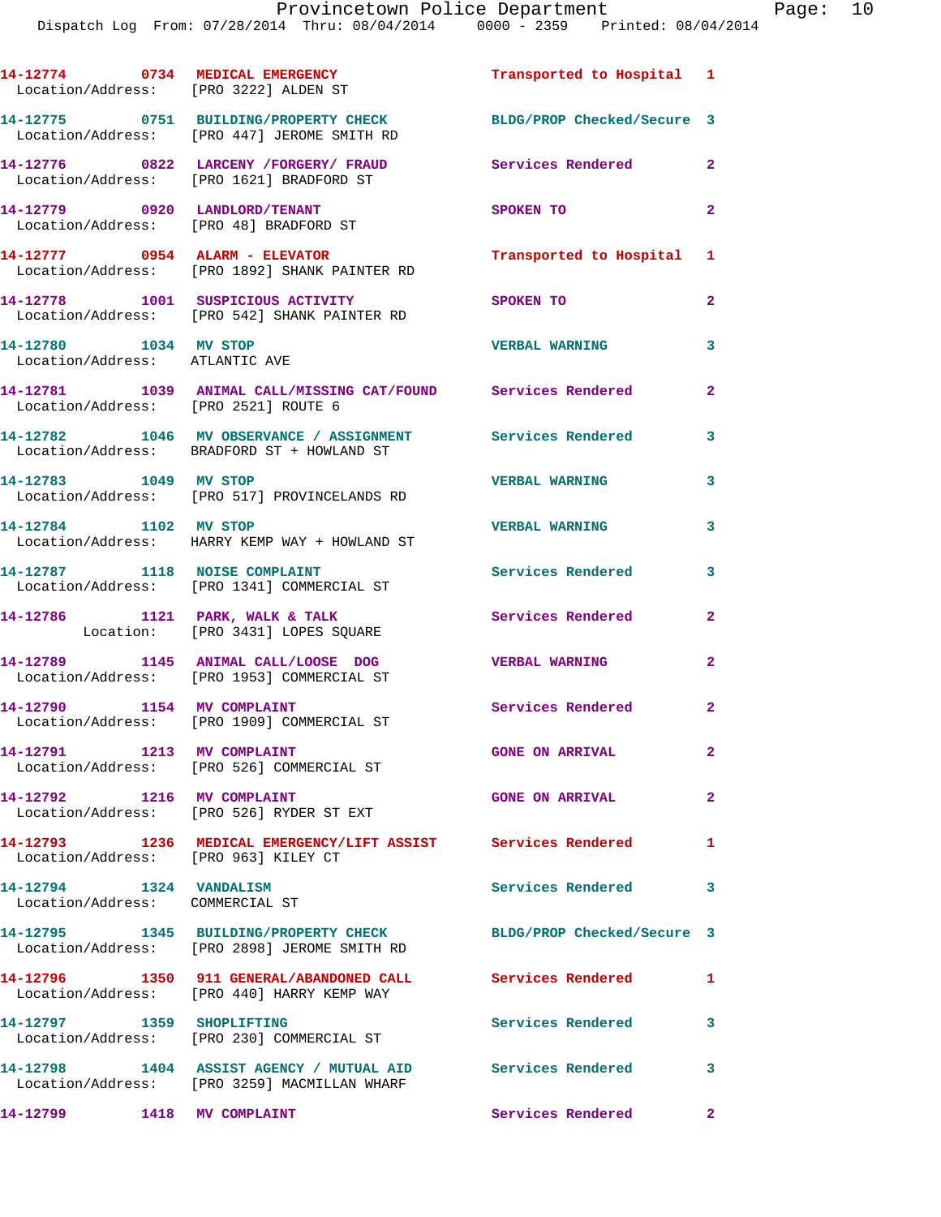14-12774 0734 MEDICAL EMERGENCY Transported to Hospital 1
Location/Address: [PRO 3222] ALDEN ST

14-12775 0751 BUILDING/PROPERTY CHECK BLDG/PROP Checked/Secure 3
Location/Address: [PRO 447] JEROME SMITH RD

14-12776 0822 LARCENY /FORGERY/ FRAUD Services Rendered 2
Location/Address: [PRO 1621] BRADFORD ST

14-12779 0920 LANDLORD/TENANT SPOKEN TO 2
Location/Address: [PRO 48] BRADFORD ST

14-12777 0954 ALARM - ELEVATOR Transported to Hospital 1
Location/Address: [PRO 1892] SHANK PAINTER RD

14-12778 1001 SUSPICIOUS ACTIVITY SPOKEN TO 2
Location/Address: [PRO 542] SHANK PAINTER RD

14-12780 1034 MV STOP VERBAL WARNING 3
Location/Address: ATLANTIC AVE

14-12781 1039 ANIMAL CALL/MISSING CAT/FOUND Services Rendered 2
Location/Address: [PRO 2521] ROUTE 6

14-12782 1046 MV OBSERVANCE / ASSIGNMENT Services Rendered 3
Location/Address: BRADFORD ST + HOWLAND ST

14-12783 1049 MV STOP VERBAL WARNING 3
Location/Address: [PRO 517] PROVINCELANDS RD

14-12784 1102 MV STOP VERBAL WARNING 3
Location/Address: HARRY KEMP WAY + HOWLAND ST

14-12787 1118 NOISE COMPLAINT Services Rendered 3
Location/Address: [PRO 1341] COMMERCIAL ST

14-12786 1121 PARK, WALK & TALK Services Rendered 2
Location: [PRO 3431] LOPES SQUARE

14-12789 1145 ANIMAL CALL/LOOSE DOG VERBAL WARNING 2
Location/Address: [PRO 1953] COMMERCIAL ST

14-12790 1154 MV COMPLAINT Services Rendered 2
Location/Address: [PRO 1909] COMMERCIAL ST

14-12791 1213 MV COMPLAINT GONE ON ARRIVAL 2
Location/Address: [PRO 526] COMMERCIAL ST

14-12792 1216 MV COMPLAINT GONE ON ARRIVAL 2
Location/Address: [PRO 526] RYDER ST EXT

14-12793 1236 MEDICAL EMERGENCY/LIFT ASSIST Services Rendered 1
Location/Address: [PRO 963] KILEY CT

14-12794 1324 VANDALISM Services Rendered 3
Location/Address: COMMERCIAL ST

14-12795 1345 BUILDING/PROPERTY CHECK BLDG/PROP Checked/Secure 3
Location/Address: [PRO 2898] JEROME SMITH RD

14-12796 1350 911 GENERAL/ABANDONED CALL Services Rendered 1
Location/Address: [PRO 440] HARRY KEMP WAY

14-12797 1359 SHOPLIFTING Services Rendered 3
Location/Address: [PRO 230] COMMERCIAL ST

14-12798 1404 ASSIST AGENCY / MUTUAL AID Services Rendered 3
Location/Address: [PRO 3259] MACMILLAN WHARF

14-12799 1418 MV COMPLAINT Services Rendered 2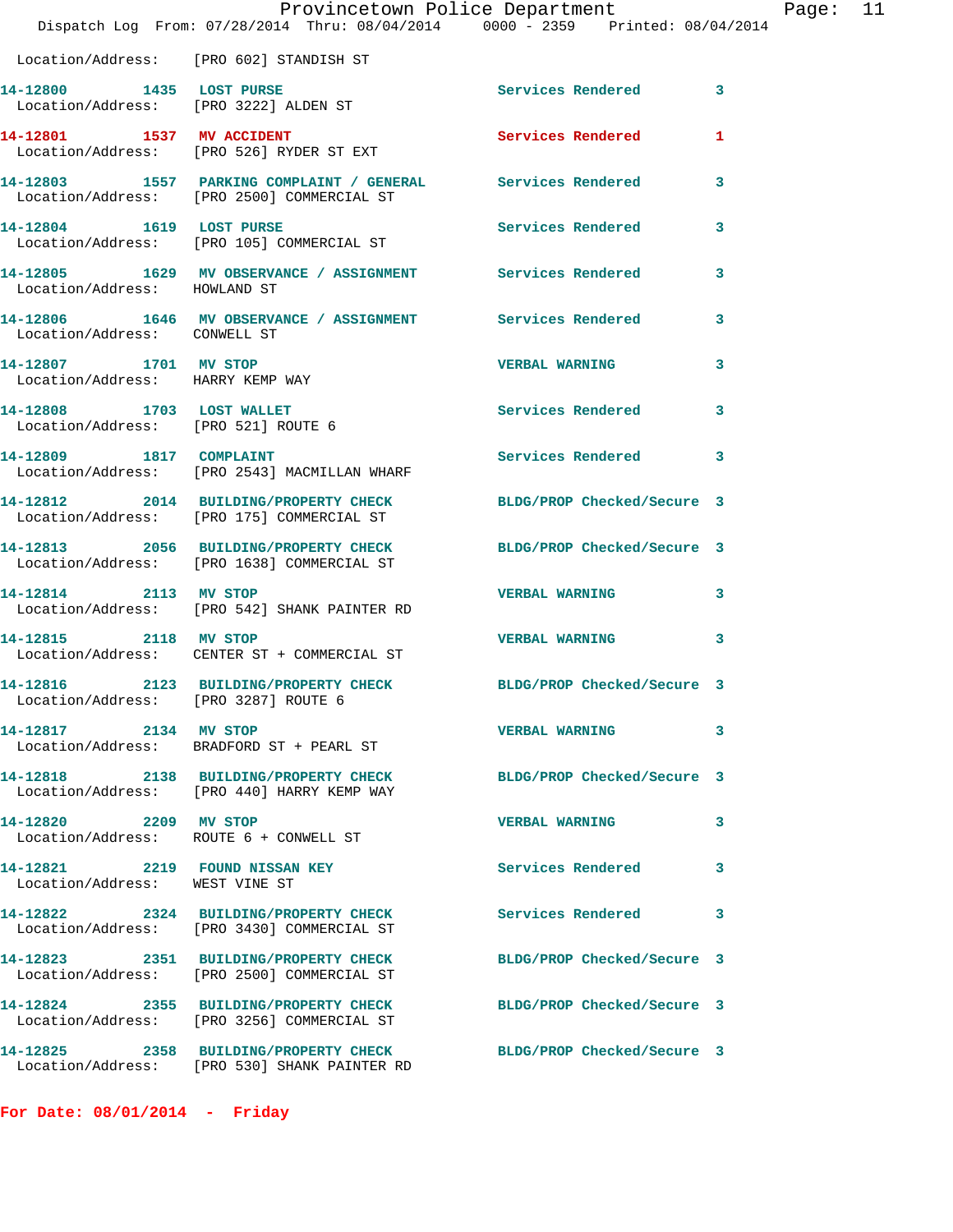Location/Address: [PRO 602] STANDISH ST

**14-12800 1435 LOST PURSE** Services Rendered 3
Location/Address: [PRO 3222] ALDEN ST

**14-12801 1537 MV ACCIDENT** Services Rendered 1
Location/Address: [PRO 526] RYDER ST EXT

**14-12803 1557 PARKING COMPLAINT / GENERAL** Services Rendered 3
Location/Address: [PRO 2500] COMMERCIAL ST

**14-12804 1619 LOST PURSE** Services Rendered 3
Location/Address: [PRO 105] COMMERCIAL ST

**14-12805 1629 MV OBSERVANCE / ASSIGNMENT** Services Rendered 3
Location/Address: HOWLAND ST

**14-12806 1646 MV OBSERVANCE / ASSIGNMENT** Services Rendered 3
Location/Address: CONWELL ST

**14-12807 1701 MV STOP** VERBAL WARNING 3
Location/Address: HARRY KEMP WAY

**14-12808 1703 LOST WALLET** Services Rendered 3
Location/Address: [PRO 521] ROUTE 6

**14-12809 1817 COMPLAINT** Services Rendered 3
Location/Address: [PRO 2543] MACMILLAN WHARF

**14-12812 2014 BUILDING/PROPERTY CHECK** BLDG/PROP Checked/Secure 3
Location/Address: [PRO 175] COMMERCIAL ST

**14-12813 2056 BUILDING/PROPERTY CHECK** BLDG/PROP Checked/Secure 3
Location/Address: [PRO 1638] COMMERCIAL ST

**14-12814 2113 MV STOP** VERBAL WARNING 3
Location/Address: [PRO 542] SHANK PAINTER RD

**14-12815 2118 MV STOP** VERBAL WARNING 3
Location/Address: CENTER ST + COMMERCIAL ST

**14-12816 2123 BUILDING/PROPERTY CHECK** BLDG/PROP Checked/Secure 3
Location/Address: [PRO 3287] ROUTE 6

**14-12817 2134 MV STOP** VERBAL WARNING 3
Location/Address: BRADFORD ST + PEARL ST

**14-12818 2138 BUILDING/PROPERTY CHECK** BLDG/PROP Checked/Secure 3
Location/Address: [PRO 440] HARRY KEMP WAY

**14-12820 2209 MV STOP** VERBAL WARNING 3
Location/Address: ROUTE 6 + CONWELL ST

**14-12821 2219 FOUND NISSAN KEY** Services Rendered 3
Location/Address: WEST VINE ST

**14-12822 2324 BUILDING/PROPERTY CHECK** Services Rendered 3
Location/Address: [PRO 3430] COMMERCIAL ST

**14-12823 2351 BUILDING/PROPERTY CHECK** BLDG/PROP Checked/Secure 3
Location/Address: [PRO 2500] COMMERCIAL ST

**14-12824 2355 BUILDING/PROPERTY CHECK** BLDG/PROP Checked/Secure 3
Location/Address: [PRO 3256] COMMERCIAL ST

**14-12825 2358 BUILDING/PROPERTY CHECK** BLDG/PROP Checked/Secure 3
Location/Address: [PRO 530] SHANK PAINTER RD

**For Date: 08/01/2014 - Friday**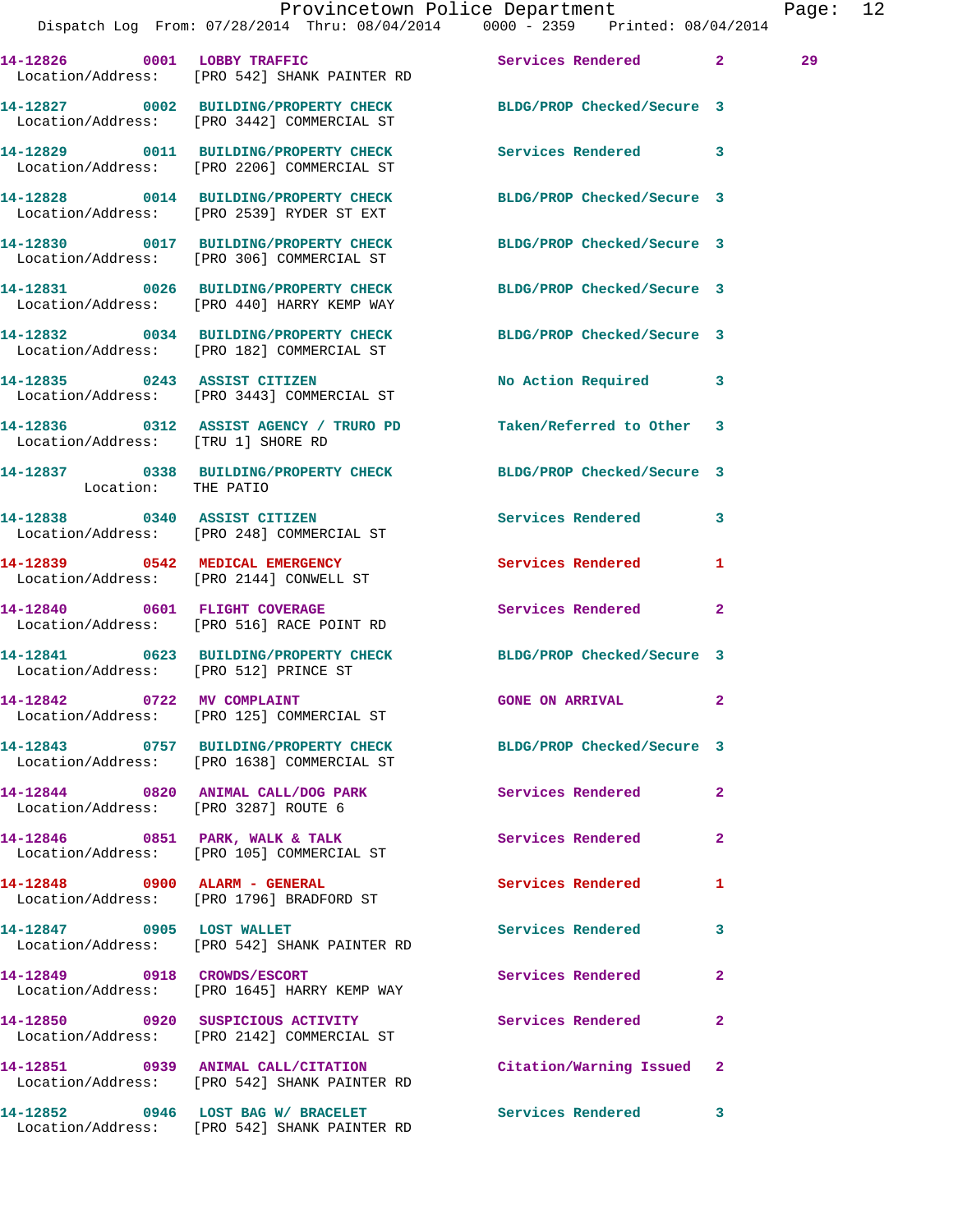| Call # | Time | Call Type | Disposition | Priority | |
|---|---|---|---|---|---|
| 14-12826 | 0001 | LOBBY TRAFFIC | Services Rendered | 2 | 29 |
| Location/Address: | | [PRO 542] SHANK PAINTER RD | | | |
| 14-12827 | 0002 | BUILDING/PROPERTY CHECK | BLDG/PROP Checked/Secure | 3 | |
| Location/Address: | | [PRO 3442] COMMERCIAL ST | | | |
| 14-12829 | 0011 | BUILDING/PROPERTY CHECK | Services Rendered | 3 | |
| Location/Address: | | [PRO 2206] COMMERCIAL ST | | | |
| 14-12828 | 0014 | BUILDING/PROPERTY CHECK | BLDG/PROP Checked/Secure | 3 | |
| Location/Address: | | [PRO 2539] RYDER ST EXT | | | |
| 14-12830 | 0017 | BUILDING/PROPERTY CHECK | BLDG/PROP Checked/Secure | 3 | |
| Location/Address: | | [PRO 306] COMMERCIAL ST | | | |
| 14-12831 | 0026 | BUILDING/PROPERTY CHECK | BLDG/PROP Checked/Secure | 3 | |
| Location/Address: | | [PRO 440] HARRY KEMP WAY | | | |
| 14-12832 | 0034 | BUILDING/PROPERTY CHECK | BLDG/PROP Checked/Secure | 3 | |
| Location/Address: | | [PRO 182] COMMERCIAL ST | | | |
| 14-12835 | 0243 | ASSIST CITIZEN | No Action Required | 3 | |
| Location/Address: | | [PRO 3443] COMMERCIAL ST | | | |
| 14-12836 | 0312 | ASSIST AGENCY / TRURO PD | Taken/Referred to Other | 3 | |
| Location/Address: | | [TRU 1] SHORE RD | | | |
| 14-12837 | 0338 | BUILDING/PROPERTY CHECK | BLDG/PROP Checked/Secure | 3 | |
| Location: | | THE PATIO | | | |
| 14-12838 | 0340 | ASSIST CITIZEN | Services Rendered | 3 | |
| Location/Address: | | [PRO 248] COMMERCIAL ST | | | |
| 14-12839 | 0542 | MEDICAL EMERGENCY | Services Rendered | 1 | |
| Location/Address: | | [PRO 2144] CONWELL ST | | | |
| 14-12840 | 0601 | FLIGHT COVERAGE | Services Rendered | 2 | |
| Location/Address: | | [PRO 516] RACE POINT RD | | | |
| 14-12841 | 0623 | BUILDING/PROPERTY CHECK | BLDG/PROP Checked/Secure | 3 | |
| Location/Address: | | [PRO 512] PRINCE ST | | | |
| 14-12842 | 0722 | MV COMPLAINT | GONE ON ARRIVAL | 2 | |
| Location/Address: | | [PRO 125] COMMERCIAL ST | | | |
| 14-12843 | 0757 | BUILDING/PROPERTY CHECK | BLDG/PROP Checked/Secure | 3 | |
| Location/Address: | | [PRO 1638] COMMERCIAL ST | | | |
| 14-12844 | 0820 | ANIMAL CALL/DOG PARK | Services Rendered | 2 | |
| Location/Address: | | [PRO 3287] ROUTE 6 | | | |
| 14-12846 | 0851 | PARK, WALK & TALK | Services Rendered | 2 | |
| Location/Address: | | [PRO 105] COMMERCIAL ST | | | |
| 14-12848 | 0900 | ALARM - GENERAL | Services Rendered | 1 | |
| Location/Address: | | [PRO 1796] BRADFORD ST | | | |
| 14-12847 | 0905 | LOST WALLET | Services Rendered | 3 | |
| Location/Address: | | [PRO 542] SHANK PAINTER RD | | | |
| 14-12849 | 0918 | CROWDS/ESCORT | Services Rendered | 2 | |
| Location/Address: | | [PRO 1645] HARRY KEMP WAY | | | |
| 14-12850 | 0920 | SUSPICIOUS ACTIVITY | Services Rendered | 2 | |
| Location/Address: | | [PRO 2142] COMMERCIAL ST | | | |
| 14-12851 | 0939 | ANIMAL CALL/CITATION | Citation/Warning Issued | 2 | |
| Location/Address: | | [PRO 542] SHANK PAINTER RD | | | |
| 14-12852 | 0946 | LOST BAG W/ BRACELET | Services Rendered | 3 | |
| Location/Address: | | [PRO 542] SHANK PAINTER RD | | | |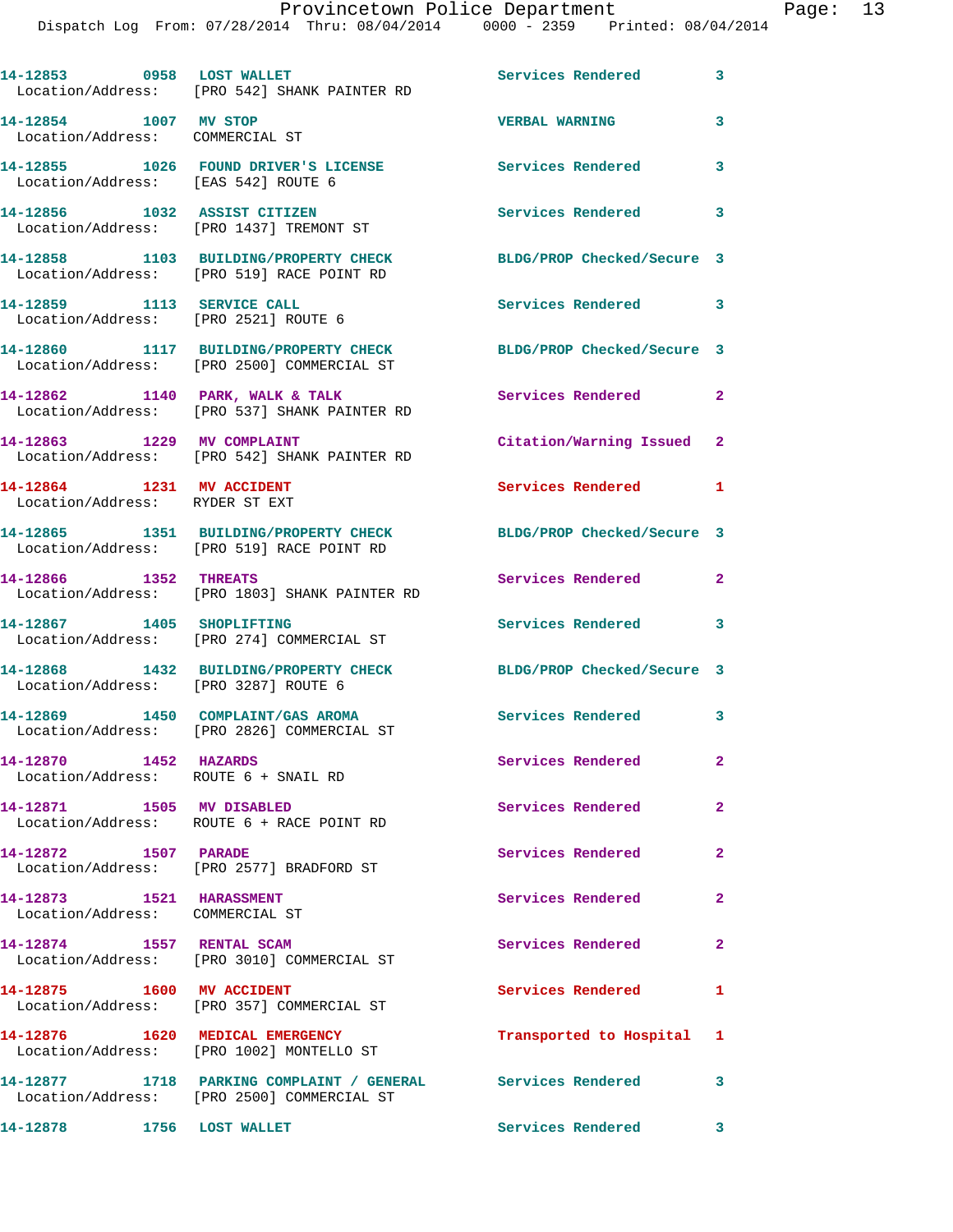14-12853 0958 LOST WALLET Services Rendered 3
Location/Address: [PRO 542] SHANK PAINTER RD

14-12854 1007 MV STOP VERBAL WARNING 3
Location/Address: COMMERCIAL ST

14-12855 1026 FOUND DRIVER'S LICENSE Services Rendered 3
Location/Address: [EAS 542] ROUTE 6

14-12856 1032 ASSIST CITIZEN Services Rendered 3
Location/Address: [PRO 1437] TREMONT ST

14-12858 1103 BUILDING/PROPERTY CHECK BLDG/PROP Checked/Secure 3
Location/Address: [PRO 519] RACE POINT RD

14-12859 1113 SERVICE CALL Services Rendered 3
Location/Address: [PRO 2521] ROUTE 6

14-12860 1117 BUILDING/PROPERTY CHECK BLDG/PROP Checked/Secure 3
Location/Address: [PRO 2500] COMMERCIAL ST

14-12862 1140 PARK, WALK & TALK Services Rendered 2
Location/Address: [PRO 537] SHANK PAINTER RD

14-12863 1229 MV COMPLAINT Citation/Warning Issued 2
Location/Address: [PRO 542] SHANK PAINTER RD

14-12864 1231 MV ACCIDENT Services Rendered 1
Location/Address: RYDER ST EXT

14-12865 1351 BUILDING/PROPERTY CHECK BLDG/PROP Checked/Secure 3
Location/Address: [PRO 519] RACE POINT RD

14-12866 1352 THREATS Services Rendered 2
Location/Address: [PRO 1803] SHANK PAINTER RD

14-12867 1405 SHOPLIFTING Services Rendered 3
Location/Address: [PRO 274] COMMERCIAL ST

14-12868 1432 BUILDING/PROPERTY CHECK BLDG/PROP Checked/Secure 3
Location/Address: [PRO 3287] ROUTE 6

14-12869 1450 COMPLAINT/GAS AROMA Services Rendered 3
Location/Address: [PRO 2826] COMMERCIAL ST

14-12870 1452 HAZARDS Services Rendered 2
Location/Address: ROUTE 6 + SNAIL RD

14-12871 1505 MV DISABLED Services Rendered 2
Location/Address: ROUTE 6 + RACE POINT RD

14-12872 1507 PARADE Services Rendered 2
Location/Address: [PRO 2577] BRADFORD ST

14-12873 1521 HARASSMENT Services Rendered 2
Location/Address: COMMERCIAL ST

14-12874 1557 RENTAL SCAM Services Rendered 2
Location/Address: [PRO 3010] COMMERCIAL ST

14-12875 1600 MV ACCIDENT Services Rendered 1
Location/Address: [PRO 357] COMMERCIAL ST

14-12876 1620 MEDICAL EMERGENCY Transported to Hospital 1
Location/Address: [PRO 1002] MONTELLO ST

14-12877 1718 PARKING COMPLAINT / GENERAL Services Rendered 3
Location/Address: [PRO 2500] COMMERCIAL ST

14-12878 1756 LOST WALLET Services Rendered 3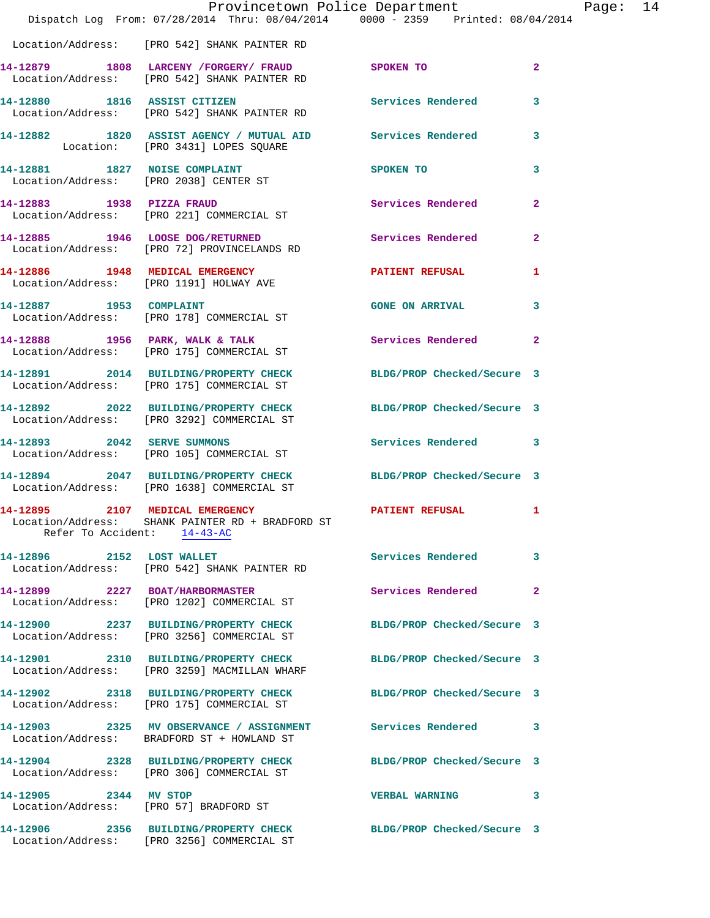Location/Address: [PRO 542] SHANK PAINTER RD

14-12879 1808 LARCENY /FORGERY/ FRAUD SPOKEN TO 2
Location/Address: [PRO 542] SHANK PAINTER RD

14-12880 1816 ASSIST CITIZEN Services Rendered 3
Location/Address: [PRO 542] SHANK PAINTER RD

14-12882 1820 ASSIST AGENCY / MUTUAL AID Services Rendered 3
Location: [PRO 3431] LOPES SQUARE

14-12881 1827 NOISE COMPLAINT SPOKEN TO 3
Location/Address: [PRO 2038] CENTER ST

14-12883 1938 PIZZA FRAUD Services Rendered 2
Location/Address: [PRO 221] COMMERCIAL ST

14-12885 1946 LOOSE DOG/RETURNED Services Rendered 2
Location/Address: [PRO 72] PROVINCELANDS RD

14-12886 1948 MEDICAL EMERGENCY PATIENT REFUSAL 1
Location/Address: [PRO 1191] HOLWAY AVE

14-12887 1953 COMPLAINT GONE ON ARRIVAL 3
Location/Address: [PRO 178] COMMERCIAL ST

14-12888 1956 PARK, WALK & TALK Services Rendered 2
Location/Address: [PRO 175] COMMERCIAL ST

14-12891 2014 BUILDING/PROPERTY CHECK BLDG/PROP Checked/Secure 3
Location/Address: [PRO 175] COMMERCIAL ST

14-12892 2022 BUILDING/PROPERTY CHECK BLDG/PROP Checked/Secure 3
Location/Address: [PRO 3292] COMMERCIAL ST

14-12893 2042 SERVE SUMMONS Services Rendered 3
Location/Address: [PRO 105] COMMERCIAL ST

14-12894 2047 BUILDING/PROPERTY CHECK BLDG/PROP Checked/Secure 3
Location/Address: [PRO 1638] COMMERCIAL ST

14-12895 2107 MEDICAL EMERGENCY PATIENT REFUSAL 1
Location/Address: SHANK PAINTER RD + BRADFORD ST
Refer To Accident: 14-43-AC

14-12896 2152 LOST WALLET Services Rendered 3
Location/Address: [PRO 542] SHANK PAINTER RD

14-12899 2227 BOAT/HARBORMASTER Services Rendered 2
Location/Address: [PRO 1202] COMMERCIAL ST

14-12900 2237 BUILDING/PROPERTY CHECK BLDG/PROP Checked/Secure 3
Location/Address: [PRO 3256] COMMERCIAL ST

14-12901 2310 BUILDING/PROPERTY CHECK BLDG/PROP Checked/Secure 3
Location/Address: [PRO 3259] MACMILLAN WHARF

14-12902 2318 BUILDING/PROPERTY CHECK BLDG/PROP Checked/Secure 3
Location/Address: [PRO 175] COMMERCIAL ST

14-12903 2325 MV OBSERVANCE / ASSIGNMENT Services Rendered 3
Location/Address: BRADFORD ST + HOWLAND ST

14-12904 2328 BUILDING/PROPERTY CHECK BLDG/PROP Checked/Secure 3
Location/Address: [PRO 306] COMMERCIAL ST

14-12905 2344 MV STOP VERBAL WARNING 3
Location/Address: [PRO 57] BRADFORD ST

14-12906 2356 BUILDING/PROPERTY CHECK BLDG/PROP Checked/Secure 3
Location/Address: [PRO 3256] COMMERCIAL ST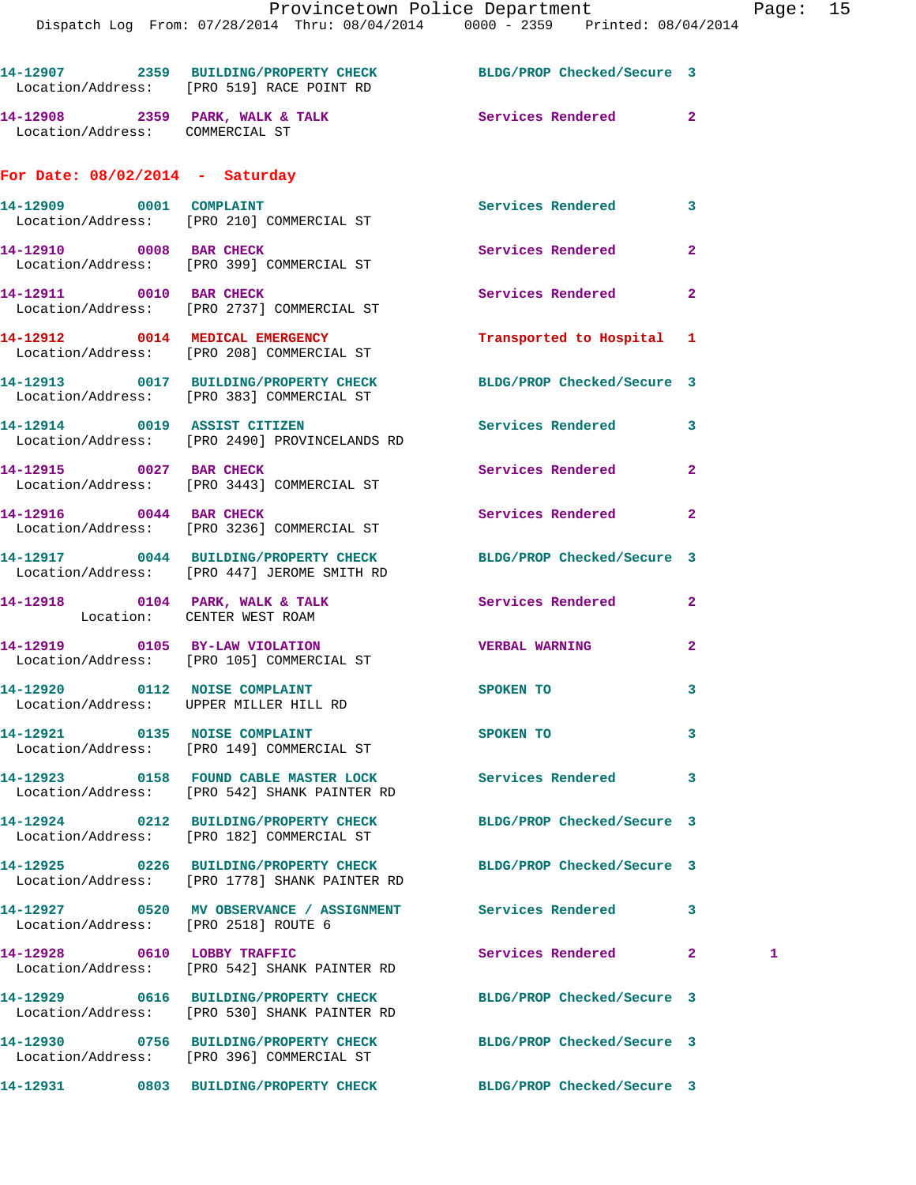14-12907 2359 BUILDING/PROPERTY CHECK BLDG/PROP Checked/Secure 3
Location/Address: [PRO 519] RACE POINT RD

14-12908 2359 PARK, WALK & TALK Services Rendered 2
Location/Address: COMMERCIAL ST

## For Date: 08/02/2014 - Saturday

14-12909 0001 COMPLAINT Services Rendered 3
Location/Address: [PRO 210] COMMERCIAL ST

14-12910 0008 BAR CHECK Services Rendered 2
Location/Address: [PRO 399] COMMERCIAL ST

14-12911 0010 BAR CHECK Services Rendered 2
Location/Address: [PRO 2737] COMMERCIAL ST

14-12912 0014 MEDICAL EMERGENCY Transported to Hospital 1
Location/Address: [PRO 208] COMMERCIAL ST

14-12913 0017 BUILDING/PROPERTY CHECK BLDG/PROP Checked/Secure 3
Location/Address: [PRO 383] COMMERCIAL ST

14-12914 0019 ASSIST CITIZEN Services Rendered 3
Location/Address: [PRO 2490] PROVINCELANDS RD

14-12915 0027 BAR CHECK Services Rendered 2
Location/Address: [PRO 3443] COMMERCIAL ST

14-12916 0044 BAR CHECK Services Rendered 2
Location/Address: [PRO 3236] COMMERCIAL ST

14-12917 0044 BUILDING/PROPERTY CHECK BLDG/PROP Checked/Secure 3
Location/Address: [PRO 447] JEROME SMITH RD

14-12918 0104 PARK, WALK & TALK Services Rendered 2
Location: CENTER WEST ROAM

14-12919 0105 BY-LAW VIOLATION VERBAL WARNING 2
Location/Address: [PRO 105] COMMERCIAL ST

14-12920 0112 NOISE COMPLAINT SPOKEN TO 3
Location/Address: UPPER MILLER HILL RD

14-12921 0135 NOISE COMPLAINT SPOKEN TO 3
Location/Address: [PRO 149] COMMERCIAL ST

14-12923 0158 FOUND CABLE MASTER LOCK Services Rendered 3
Location/Address: [PRO 542] SHANK PAINTER RD

14-12924 0212 BUILDING/PROPERTY CHECK BLDG/PROP Checked/Secure 3
Location/Address: [PRO 182] COMMERCIAL ST

14-12925 0226 BUILDING/PROPERTY CHECK BLDG/PROP Checked/Secure 3
Location/Address: [PRO 1778] SHANK PAINTER RD

14-12927 0520 MV OBSERVANCE / ASSIGNMENT Services Rendered 3
Location/Address: [PRO 2518] ROUTE 6

14-12928 0610 LOBBY TRAFFIC Services Rendered 2 1
Location/Address: [PRO 542] SHANK PAINTER RD

14-12929 0616 BUILDING/PROPERTY CHECK BLDG/PROP Checked/Secure 3
Location/Address: [PRO 530] SHANK PAINTER RD

14-12930 0756 BUILDING/PROPERTY CHECK BLDG/PROP Checked/Secure 3
Location/Address: [PRO 396] COMMERCIAL ST

14-12931 0803 BUILDING/PROPERTY CHECK BLDG/PROP Checked/Secure 3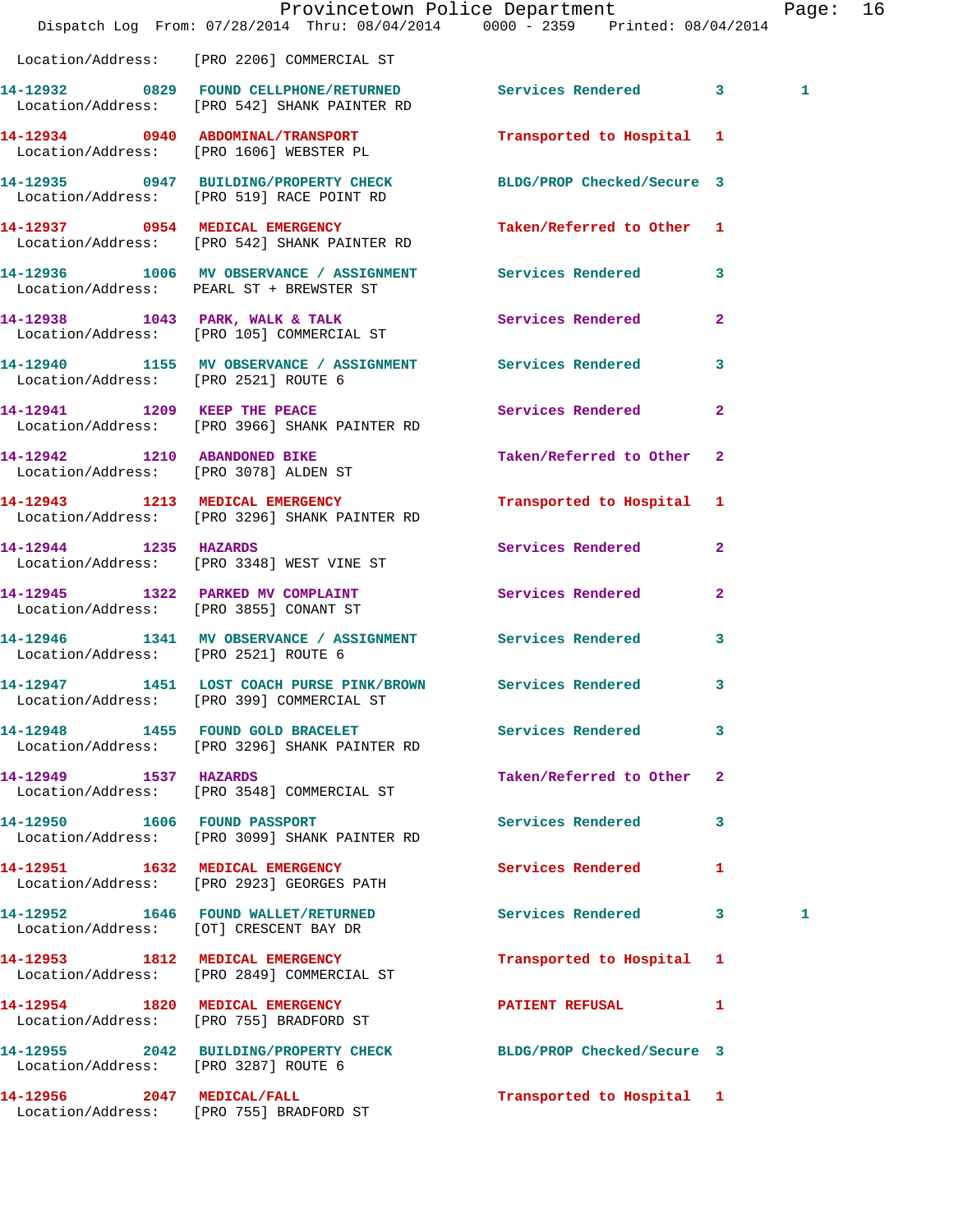Location/Address: [PRO 2206] COMMERCIAL ST

| Call # | Time | Call Type | Disposition | Priority | |
|---|---|---|---|---|---|
| 14-12932 | 0829 | FOUND CELLPHONE/RETURNED | Services Rendered | 3 | 1 |
| | | Location/Address: [PRO 542] SHANK PAINTER RD | | | |
| 14-12934 | 0940 | ABDOMINAL/TRANSPORT | Transported to Hospital | 1 | |
| | | Location/Address: [PRO 1606] WEBSTER PL | | | |
| 14-12935 | 0947 | BUILDING/PROPERTY CHECK | BLDG/PROP Checked/Secure | 3 | |
| | | Location/Address: [PRO 519] RACE POINT RD | | | |
| 14-12937 | 0954 | MEDICAL EMERGENCY | Taken/Referred to Other | 1 | |
| | | Location/Address: [PRO 542] SHANK PAINTER RD | | | |
| 14-12936 | 1006 | MV OBSERVANCE / ASSIGNMENT | Services Rendered | 3 | |
| | | Location/Address: PEARL ST + BREWSTER ST | | | |
| 14-12938 | 1043 | PARK, WALK & TALK | Services Rendered | 2 | |
| | | Location/Address: [PRO 105] COMMERCIAL ST | | | |
| 14-12940 | 1155 | MV OBSERVANCE / ASSIGNMENT | Services Rendered | 3 | |
| | | Location/Address: [PRO 2521] ROUTE 6 | | | |
| 14-12941 | 1209 | KEEP THE PEACE | Services Rendered | 2 | |
| | | Location/Address: [PRO 3966] SHANK PAINTER RD | | | |
| 14-12942 | 1210 | ABANDONED BIKE | Taken/Referred to Other | 2 | |
| | | Location/Address: [PRO 3078] ALDEN ST | | | |
| 14-12943 | 1213 | MEDICAL EMERGENCY | Transported to Hospital | 1 | |
| | | Location/Address: [PRO 3296] SHANK PAINTER RD | | | |
| 14-12944 | 1235 | HAZARDS | Services Rendered | 2 | |
| | | Location/Address: [PRO 3348] WEST VINE ST | | | |
| 14-12945 | 1322 | PARKED MV COMPLAINT | Services Rendered | 2 | |
| | | Location/Address: [PRO 3855] CONANT ST | | | |
| 14-12946 | 1341 | MV OBSERVANCE / ASSIGNMENT | Services Rendered | 3 | |
| | | Location/Address: [PRO 2521] ROUTE 6 | | | |
| 14-12947 | 1451 | LOST COACH PURSE PINK/BROWN | Services Rendered | 3 | |
| | | Location/Address: [PRO 399] COMMERCIAL ST | | | |
| 14-12948 | 1455 | FOUND GOLD BRACELET | Services Rendered | 3 | |
| | | Location/Address: [PRO 3296] SHANK PAINTER RD | | | |
| 14-12949 | 1537 | HAZARDS | Taken/Referred to Other | 2 | |
| | | Location/Address: [PRO 3548] COMMERCIAL ST | | | |
| 14-12950 | 1606 | FOUND PASSPORT | Services Rendered | 3 | |
| | | Location/Address: [PRO 3099] SHANK PAINTER RD | | | |
| 14-12951 | 1632 | MEDICAL EMERGENCY | Services Rendered | 1 | |
| | | Location/Address: [PRO 2923] GEORGES PATH | | | |
| 14-12952 | 1646 | FOUND WALLET/RETURNED | Services Rendered | 3 | 1 |
| | | Location/Address: [OT] CRESCENT BAY DR | | | |
| 14-12953 | 1812 | MEDICAL EMERGENCY | Transported to Hospital | 1 | |
| | | Location/Address: [PRO 2849] COMMERCIAL ST | | | |
| 14-12954 | 1820 | MEDICAL EMERGENCY | PATIENT REFUSAL | 1 | |
| | | Location/Address: [PRO 755] BRADFORD ST | | | |
| 14-12955 | 2042 | BUILDING/PROPERTY CHECK | BLDG/PROP Checked/Secure | 3 | |
| | | Location/Address: [PRO 3287] ROUTE 6 | | | |
| 14-12956 | 2047 | MEDICAL/FALL | Transported to Hospital | 1 | |
| | | Location/Address: [PRO 755] BRADFORD ST | | | |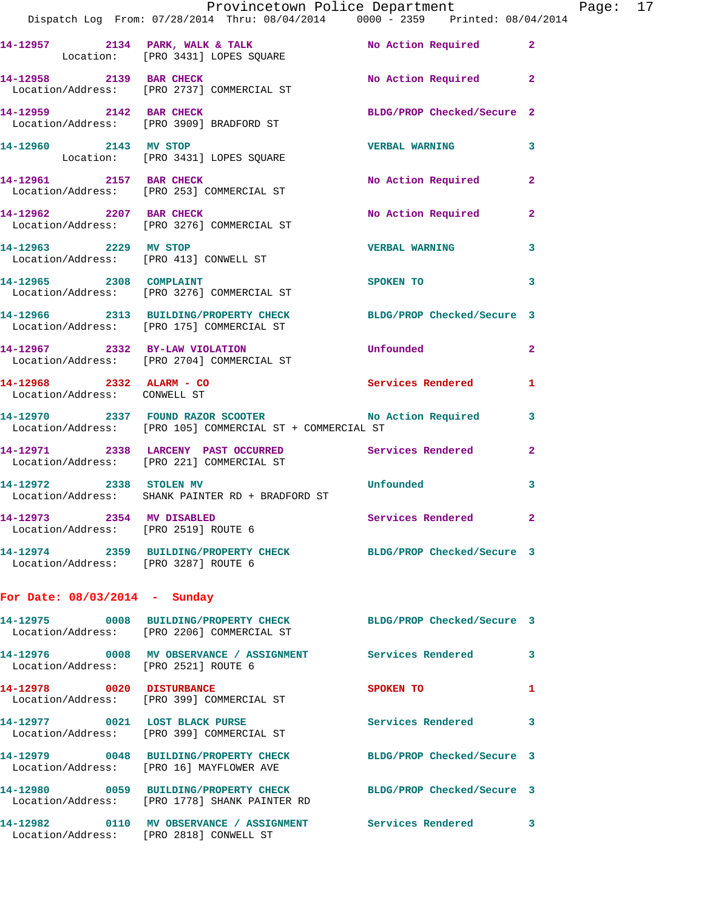14-12957 2134 PARK, WALK & TALK No Action Required 2
Location: [PRO 3431] LOPES SQUARE

14-12958 2139 BAR CHECK No Action Required 2
Location/Address: [PRO 2737] COMMERCIAL ST

14-12959 2142 BAR CHECK BLDG/PROP Checked/Secure 2
Location/Address: [PRO 3909] BRADFORD ST

14-12960 2143 MV STOP VERBAL WARNING 3
Location: [PRO 3431] LOPES SQUARE

14-12961 2157 BAR CHECK No Action Required 2
Location/Address: [PRO 253] COMMERCIAL ST

14-12962 2207 BAR CHECK No Action Required 2
Location/Address: [PRO 3276] COMMERCIAL ST

14-12963 2229 MV STOP VERBAL WARNING 3
Location/Address: [PRO 413] CONWELL ST

14-12965 2308 COMPLAINT SPOKEN TO 3
Location/Address: [PRO 3276] COMMERCIAL ST

14-12966 2313 BUILDING/PROPERTY CHECK BLDG/PROP Checked/Secure 3
Location/Address: [PRO 175] COMMERCIAL ST

14-12967 2332 BY-LAW VIOLATION Unfounded 2
Location/Address: [PRO 2704] COMMERCIAL ST

14-12968 2332 ALARM - CO Services Rendered 1
Location/Address: CONWELL ST

14-12970 2337 FOUND RAZOR SCOOTER No Action Required 3
Location/Address: [PRO 105] COMMERCIAL ST + COMMERCIAL ST

14-12971 2338 LARCENY PAST OCCURRED Services Rendered 2
Location/Address: [PRO 221] COMMERCIAL ST

14-12972 2338 STOLEN MV Unfounded 3
Location/Address: SHANK PAINTER RD + BRADFORD ST

14-12973 2354 MV DISABLED Services Rendered 2
Location/Address: [PRO 2519] ROUTE 6

14-12974 2359 BUILDING/PROPERTY CHECK BLDG/PROP Checked/Secure 3
Location/Address: [PRO 3287] ROUTE 6

**For Date: 08/03/2014 - Sunday**

14-12975 0008 BUILDING/PROPERTY CHECK BLDG/PROP Checked/Secure 3
Location/Address: [PRO 2206] COMMERCIAL ST

14-12976 0008 MV OBSERVANCE / ASSIGNMENT Services Rendered 3
Location/Address: [PRO 2521] ROUTE 6

14-12978 0020 DISTURBANCE SPOKEN TO 1
Location/Address: [PRO 399] COMMERCIAL ST

14-12977 0021 LOST BLACK PURSE Services Rendered 3
Location/Address: [PRO 399] COMMERCIAL ST

14-12979 0048 BUILDING/PROPERTY CHECK BLDG/PROP Checked/Secure 3
Location/Address: [PRO 16] MAYFLOWER AVE

14-12980 0059 BUILDING/PROPERTY CHECK BLDG/PROP Checked/Secure 3
Location/Address: [PRO 1778] SHANK PAINTER RD

14-12982 0110 MV OBSERVANCE / ASSIGNMENT Services Rendered 3
Location/Address: [PRO 2818] CONWELL ST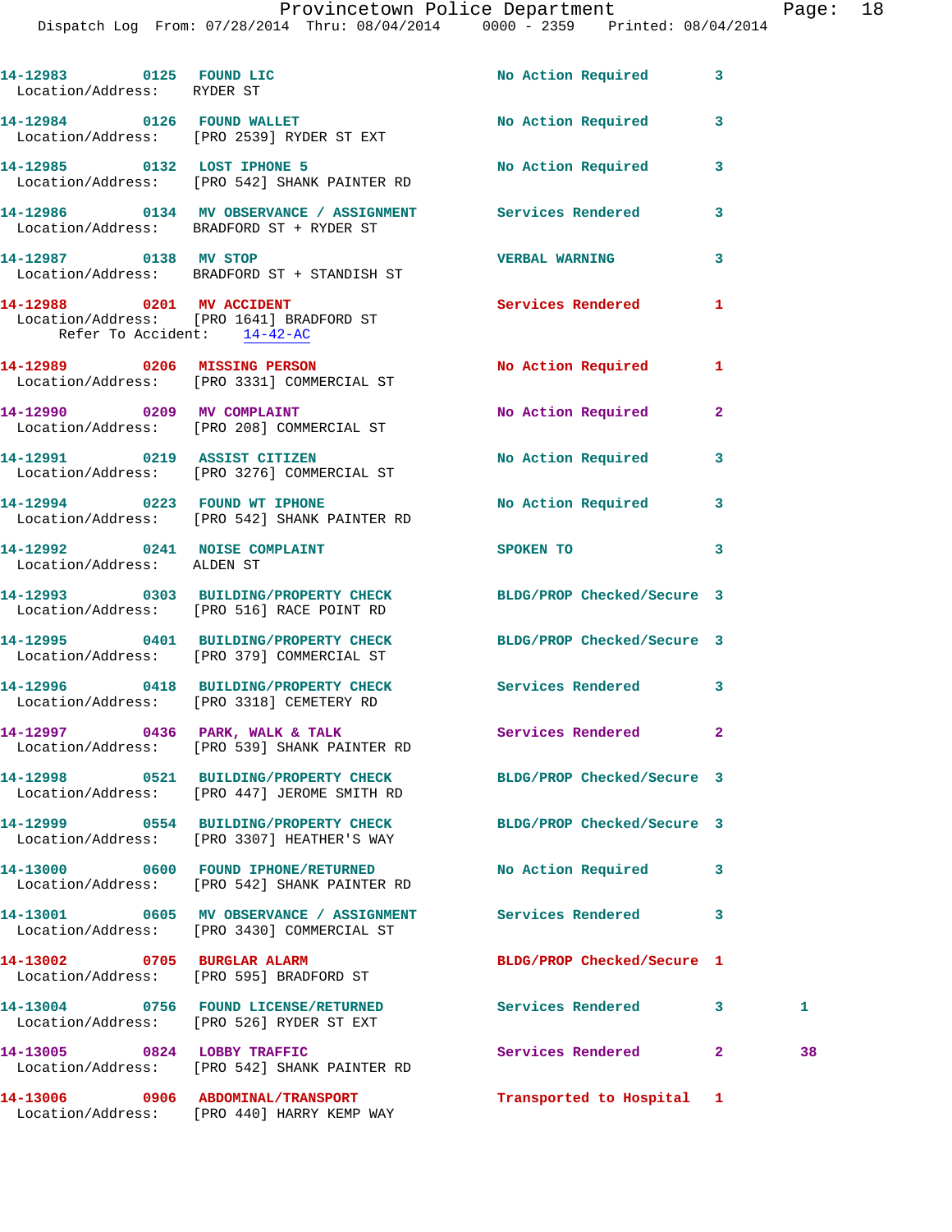```
14-12983        0125   FOUND LIC                          No Action Required        3
  Location/Address:    RYDER ST

14-12984        0126   FOUND WALLET                       No Action Required        3
  Location/Address:    [PRO 2539] RYDER ST EXT

14-12985        0132   LOST IPHONE 5                      No Action Required        3
  Location/Address:    [PRO 542] SHANK PAINTER RD

14-12986        0134   MV OBSERVANCE / ASSIGNMENT         Services Rendered         3
  Location/Address:    BRADFORD ST + RYDER ST

14-12987        0138   MV STOP                            VERBAL WARNING            3
  Location/Address:    BRADFORD ST + STANDISH ST

14-12988        0201   MV ACCIDENT                        Services Rendered         1
  Location/Address:    [PRO 1641] BRADFORD ST
       Refer To Accident:    14-42-AC

14-12989        0206   MISSING PERSON                     No Action Required        1
  Location/Address:    [PRO 3331] COMMERCIAL ST

14-12990        0209   MV COMPLAINT                       No Action Required        2
  Location/Address:    [PRO 208] COMMERCIAL ST

14-12991        0219   ASSIST CITIZEN                     No Action Required        3
  Location/Address:    [PRO 3276] COMMERCIAL ST

14-12994        0223   FOUND WT IPHONE                    No Action Required        3
  Location/Address:    [PRO 542] SHANK PAINTER RD

14-12992        0241   NOISE COMPLAINT                    SPOKEN TO                 3
  Location/Address:    ALDEN ST

14-12993        0303   BUILDING/PROPERTY CHECK            BLDG/PROP Checked/Secure  3
  Location/Address:    [PRO 516] RACE POINT RD

14-12995        0401   BUILDING/PROPERTY CHECK            BLDG/PROP Checked/Secure  3
  Location/Address:    [PRO 379] COMMERCIAL ST

14-12996        0418   BUILDING/PROPERTY CHECK            Services Rendered         3
  Location/Address:    [PRO 3318] CEMETERY RD

14-12997        0436   PARK, WALK & TALK                  Services Rendered         2
  Location/Address:    [PRO 539] SHANK PAINTER RD

14-12998        0521   BUILDING/PROPERTY CHECK            BLDG/PROP Checked/Secure  3
  Location/Address:    [PRO 447] JEROME SMITH RD

14-12999        0554   BUILDING/PROPERTY CHECK            BLDG/PROP Checked/Secure  3
  Location/Address:    [PRO 3307] HEATHER'S WAY

14-13000        0600   FOUND IPHONE/RETURNED              No Action Required        3
  Location/Address:    [PRO 542] SHANK PAINTER RD

14-13001        0605   MV OBSERVANCE / ASSIGNMENT         Services Rendered         3
  Location/Address:    [PRO 3430] COMMERCIAL ST

14-13002        0705   BURGLAR ALARM                      BLDG/PROP Checked/Secure  1
  Location/Address:    [PRO 595] BRADFORD ST

14-13004        0756   FOUND LICENSE/RETURNED             Services Rendered         3         1
  Location/Address:    [PRO 526] RYDER ST EXT

14-13005        0824   LOBBY TRAFFIC                      Services Rendered         2         38
  Location/Address:    [PRO 542] SHANK PAINTER RD

14-13006        0906   ABDOMINAL/TRANSPORT                Transported to Hospital   1
  Location/Address:    [PRO 440] HARRY KEMP WAY
```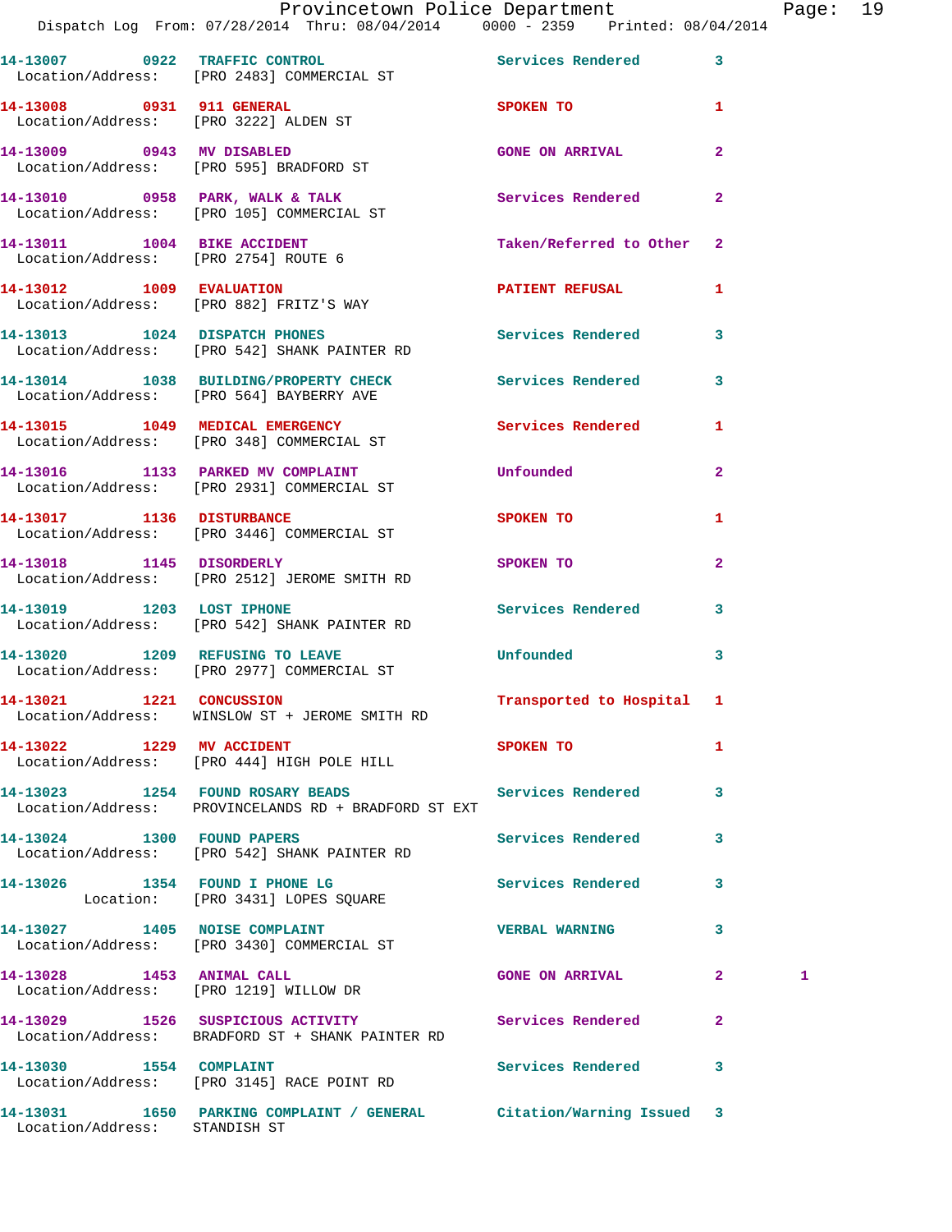14-13007 0922 TRAFFIC CONTROL Services Rendered 3
Location/Address: [PRO 2483] COMMERCIAL ST

14-13008 0931 911 GENERAL SPOKEN TO 1
Location/Address: [PRO 3222] ALDEN ST

14-13009 0943 MV DISABLED GONE ON ARRIVAL 2
Location/Address: [PRO 595] BRADFORD ST

14-13010 0958 PARK, WALK & TALK Services Rendered 2
Location/Address: [PRO 105] COMMERCIAL ST

14-13011 1004 BIKE ACCIDENT Taken/Referred to Other 2
Location/Address: [PRO 2754] ROUTE 6

14-13012 1009 EVALUATION PATIENT REFUSAL 1
Location/Address: [PRO 882] FRITZ'S WAY

14-13013 1024 DISPATCH PHONES Services Rendered 3
Location/Address: [PRO 542] SHANK PAINTER RD

14-13014 1038 BUILDING/PROPERTY CHECK Services Rendered 3
Location/Address: [PRO 564] BAYBERRY AVE

14-13015 1049 MEDICAL EMERGENCY Services Rendered 1
Location/Address: [PRO 348] COMMERCIAL ST

14-13016 1133 PARKED MV COMPLAINT Unfounded 2
Location/Address: [PRO 2931] COMMERCIAL ST

14-13017 1136 DISTURBANCE SPOKEN TO 1
Location/Address: [PRO 3446] COMMERCIAL ST

14-13018 1145 DISORDERLY SPOKEN TO 2
Location/Address: [PRO 2512] JEROME SMITH RD

14-13019 1203 LOST IPHONE Services Rendered 3
Location/Address: [PRO 542] SHANK PAINTER RD

14-13020 1209 REFUSING TO LEAVE Unfounded 3
Location/Address: [PRO 2977] COMMERCIAL ST

14-13021 1221 CONCUSSION Transported to Hospital 1
Location/Address: WINSLOW ST + JEROME SMITH RD

14-13022 1229 MV ACCIDENT SPOKEN TO 1
Location/Address: [PRO 444] HIGH POLE HILL

14-13023 1254 FOUND ROSARY BEADS Services Rendered 3
Location/Address: PROVINCELANDS RD + BRADFORD ST EXT

14-13024 1300 FOUND PAPERS Services Rendered 3
Location/Address: [PRO 542] SHANK PAINTER RD

14-13026 1354 FOUND I PHONE LG Services Rendered 3
Location: [PRO 3431] LOPES SQUARE

14-13027 1405 NOISE COMPLAINT VERBAL WARNING 3
Location/Address: [PRO 3430] COMMERCIAL ST

14-13028 1453 ANIMAL CALL GONE ON ARRIVAL 2 1
Location/Address: [PRO 1219] WILLOW DR

14-13029 1526 SUSPICIOUS ACTIVITY Services Rendered 2
Location/Address: BRADFORD ST + SHANK PAINTER RD

14-13030 1554 COMPLAINT Services Rendered 3
Location/Address: [PRO 3145] RACE POINT RD

14-13031 1650 PARKING COMPLAINT / GENERAL Citation/Warning Issued 3
Location/Address: STANDISH ST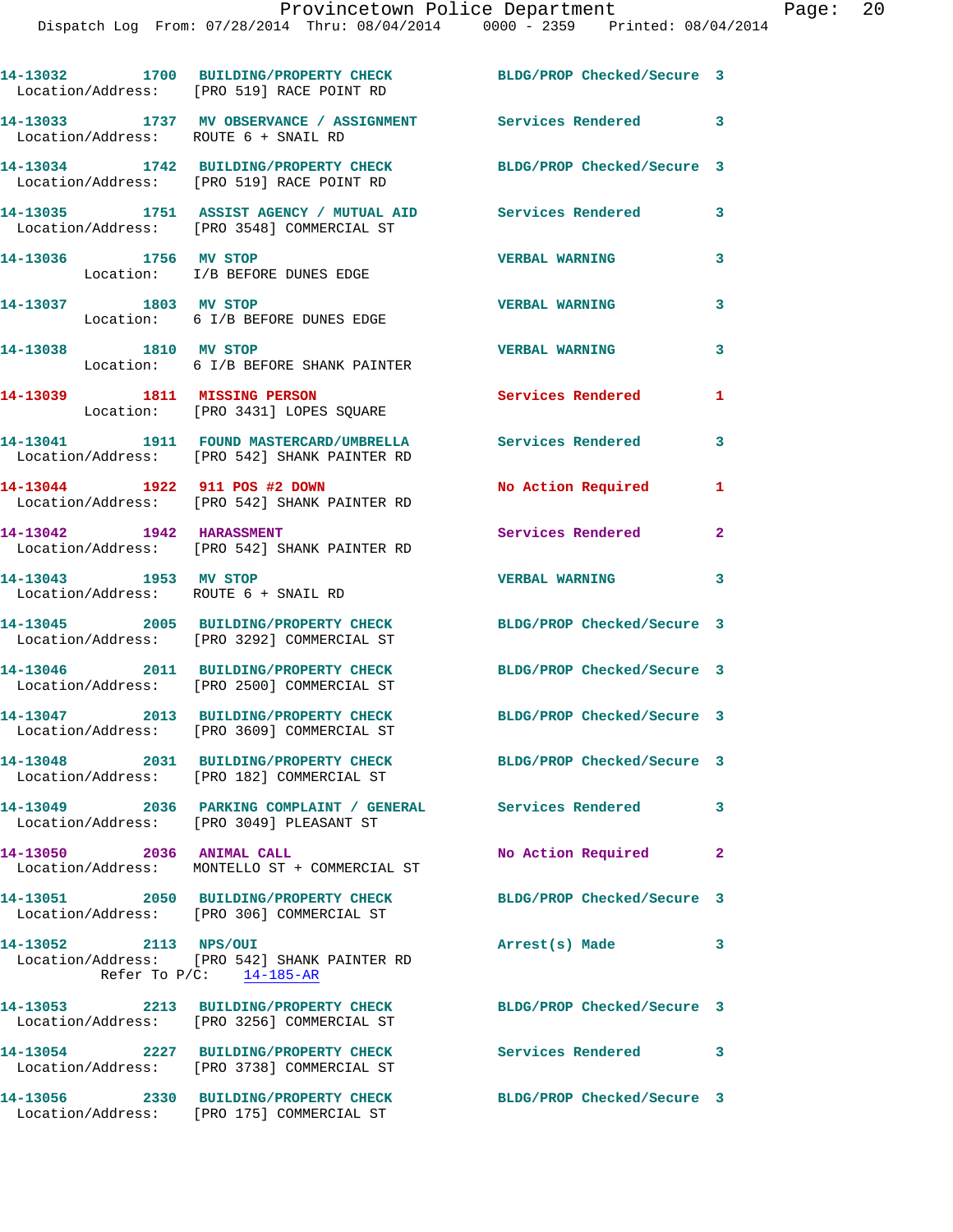14-13032 1700 BUILDING/PROPERTY CHECK BLDG/PROP Checked/Secure 3
Location/Address: [PRO 519] RACE POINT RD

14-13033 1737 MV OBSERVANCE / ASSIGNMENT Services Rendered 3
Location/Address: ROUTE 6 + SNAIL RD

14-13034 1742 BUILDING/PROPERTY CHECK BLDG/PROP Checked/Secure 3
Location/Address: [PRO 519] RACE POINT RD

14-13035 1751 ASSIST AGENCY / MUTUAL AID Services Rendered 3
Location/Address: [PRO 3548] COMMERCIAL ST

14-13036 1756 MV STOP VERBAL WARNING 3
Location: I/B BEFORE DUNES EDGE

14-13037 1803 MV STOP VERBAL WARNING 3
Location: 6 I/B BEFORE DUNES EDGE

14-13038 1810 MV STOP VERBAL WARNING 3
Location: 6 I/B BEFORE SHANK PAINTER

14-13039 1811 MISSING PERSON Services Rendered 1
Location: [PRO 3431] LOPES SQUARE

14-13041 1911 FOUND MASTERCARD/UMBRELLA Services Rendered 3
Location/Address: [PRO 542] SHANK PAINTER RD

14-13044 1922 911 POS #2 DOWN No Action Required 1
Location/Address: [PRO 542] SHANK PAINTER RD

14-13042 1942 HARASSMENT Services Rendered 2
Location/Address: [PRO 542] SHANK PAINTER RD

14-13043 1953 MV STOP VERBAL WARNING 3
Location/Address: ROUTE 6 + SNAIL RD

14-13045 2005 BUILDING/PROPERTY CHECK BLDG/PROP Checked/Secure 3
Location/Address: [PRO 3292] COMMERCIAL ST

14-13046 2011 BUILDING/PROPERTY CHECK BLDG/PROP Checked/Secure 3
Location/Address: [PRO 2500] COMMERCIAL ST

14-13047 2013 BUILDING/PROPERTY CHECK BLDG/PROP Checked/Secure 3
Location/Address: [PRO 3609] COMMERCIAL ST

14-13048 2031 BUILDING/PROPERTY CHECK BLDG/PROP Checked/Secure 3
Location/Address: [PRO 182] COMMERCIAL ST

14-13049 2036 PARKING COMPLAINT / GENERAL Services Rendered 3
Location/Address: [PRO 3049] PLEASANT ST

14-13050 2036 ANIMAL CALL No Action Required 2
Location/Address: MONTELLO ST + COMMERCIAL ST

14-13051 2050 BUILDING/PROPERTY CHECK BLDG/PROP Checked/Secure 3
Location/Address: [PRO 306] COMMERCIAL ST

14-13052 2113 NPS/OUI Arrest(s) Made 3
Location/Address: [PRO 542] SHANK PAINTER RD
Refer To P/C: 14-185-AR

14-13053 2213 BUILDING/PROPERTY CHECK BLDG/PROP Checked/Secure 3
Location/Address: [PRO 3256] COMMERCIAL ST

14-13054 2227 BUILDING/PROPERTY CHECK Services Rendered 3
Location/Address: [PRO 3738] COMMERCIAL ST

14-13056 2330 BUILDING/PROPERTY CHECK BLDG/PROP Checked/Secure 3
Location/Address: [PRO 175] COMMERCIAL ST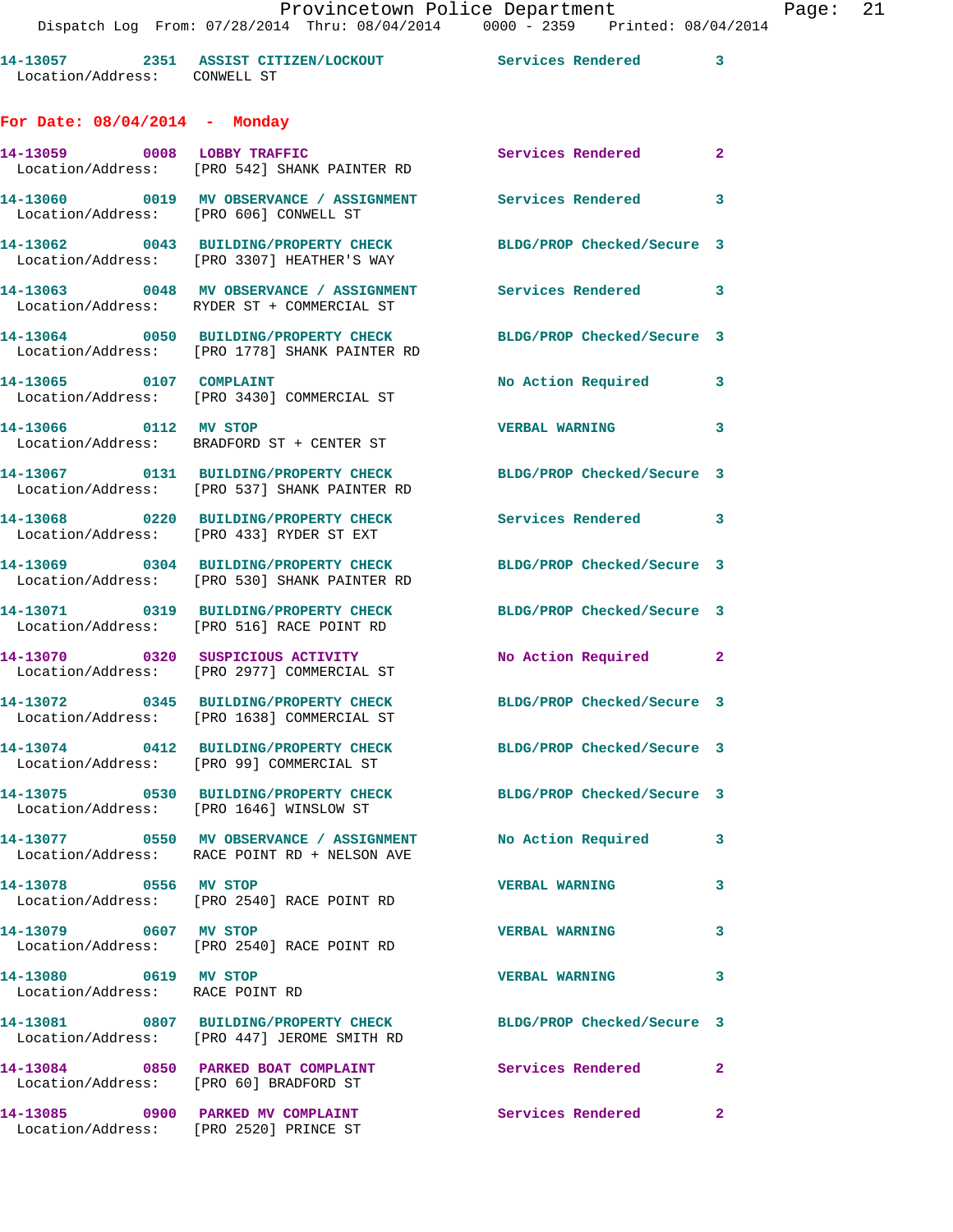14-13057 2351 ASSIST CITIZEN/LOCKOUT Services Rendered 3
Location/Address: CONWELL ST

**For Date: 08/04/2014 - Monday**

14-13059 0008 LOBBY TRAFFIC Services Rendered 2
Location/Address: [PRO 542] SHANK PAINTER RD

14-13060 0019 MV OBSERVANCE / ASSIGNMENT Services Rendered 3
Location/Address: [PRO 606] CONWELL ST

14-13062 0043 BUILDING/PROPERTY CHECK BLDG/PROP Checked/Secure 3
Location/Address: [PRO 3307] HEATHER'S WAY

14-13063 0048 MV OBSERVANCE / ASSIGNMENT Services Rendered 3
Location/Address: RYDER ST + COMMERCIAL ST

14-13064 0050 BUILDING/PROPERTY CHECK BLDG/PROP Checked/Secure 3
Location/Address: [PRO 1778] SHANK PAINTER RD

14-13065 0107 COMPLAINT No Action Required 3
Location/Address: [PRO 3430] COMMERCIAL ST

14-13066 0112 MV STOP VERBAL WARNING 3
Location/Address: BRADFORD ST + CENTER ST

14-13067 0131 BUILDING/PROPERTY CHECK BLDG/PROP Checked/Secure 3
Location/Address: [PRO 537] SHANK PAINTER RD

14-13068 0220 BUILDING/PROPERTY CHECK Services Rendered 3
Location/Address: [PRO 433] RYDER ST EXT

14-13069 0304 BUILDING/PROPERTY CHECK BLDG/PROP Checked/Secure 3
Location/Address: [PRO 530] SHANK PAINTER RD

14-13071 0319 BUILDING/PROPERTY CHECK BLDG/PROP Checked/Secure 3
Location/Address: [PRO 516] RACE POINT RD

14-13070 0320 SUSPICIOUS ACTIVITY No Action Required 2
Location/Address: [PRO 2977] COMMERCIAL ST

14-13072 0345 BUILDING/PROPERTY CHECK BLDG/PROP Checked/Secure 3
Location/Address: [PRO 1638] COMMERCIAL ST

14-13074 0412 BUILDING/PROPERTY CHECK BLDG/PROP Checked/Secure 3
Location/Address: [PRO 99] COMMERCIAL ST

14-13075 0530 BUILDING/PROPERTY CHECK BLDG/PROP Checked/Secure 3
Location/Address: [PRO 1646] WINSLOW ST

14-13077 0550 MV OBSERVANCE / ASSIGNMENT No Action Required 3
Location/Address: RACE POINT RD + NELSON AVE

14-13078 0556 MV STOP VERBAL WARNING 3
Location/Address: [PRO 2540] RACE POINT RD

14-13079 0607 MV STOP VERBAL WARNING 3
Location/Address: [PRO 2540] RACE POINT RD

14-13080 0619 MV STOP VERBAL WARNING 3
Location/Address: RACE POINT RD

14-13081 0807 BUILDING/PROPERTY CHECK BLDG/PROP Checked/Secure 3
Location/Address: [PRO 447] JEROME SMITH RD

14-13084 0850 PARKED BOAT COMPLAINT Services Rendered 2
Location/Address: [PRO 60] BRADFORD ST

14-13085 0900 PARKED MV COMPLAINT Services Rendered 2
Location/Address: [PRO 2520] PRINCE ST